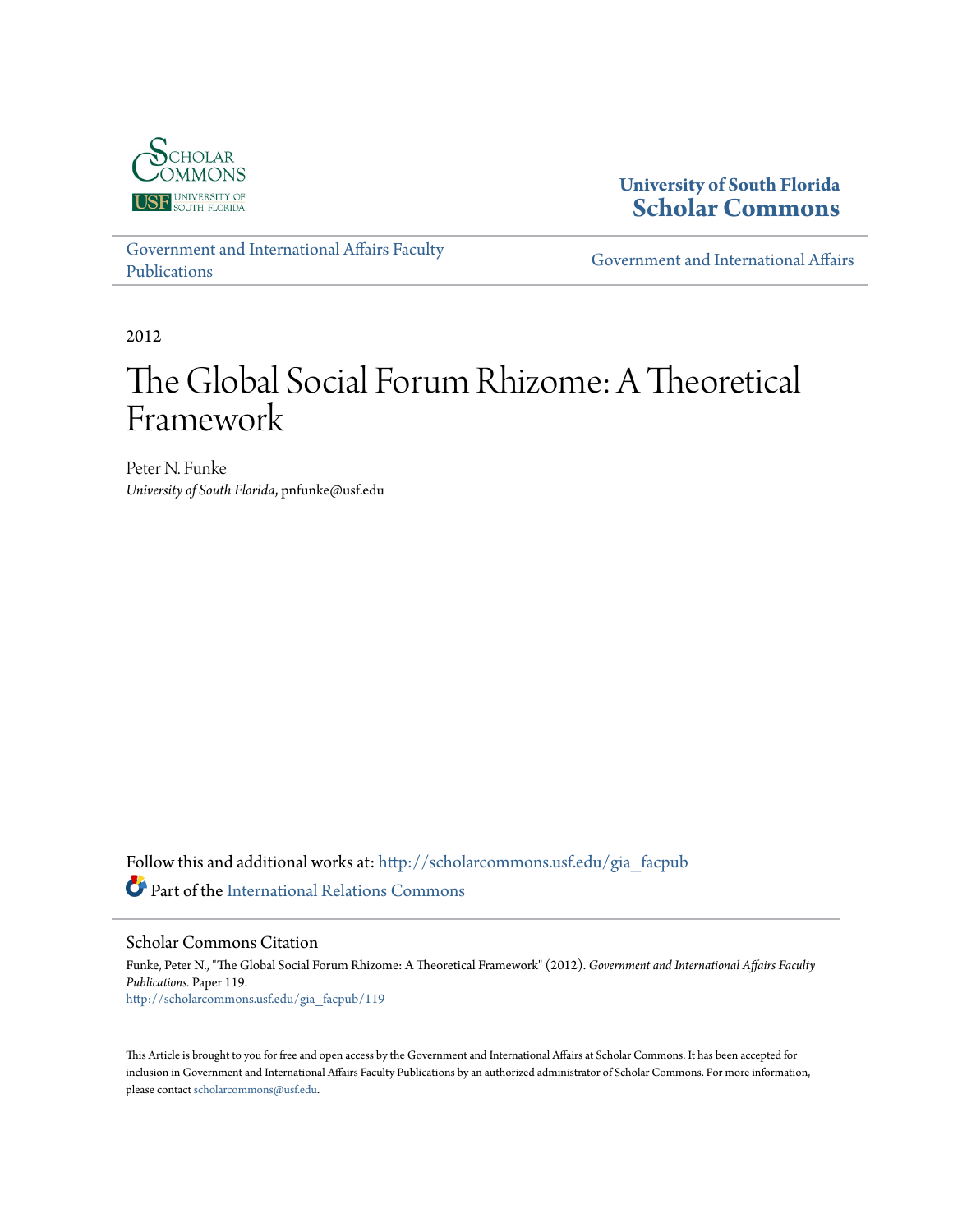University of South Florida
**Scholar Commons**

Government and International Affairs Faculty Publications

Government and International Affairs

2012

# The Global Social Forum Rhizome: A Theoretical Framework

Peter N. Funke
*University of South Florida*, pnfunke@usf.edu

Follow this and additional works at: http://scholarcommons.usf.edu/gia_facpub

Part of the International Relations Commons

## Scholar Commons Citation

Funke, Peter N., "The Global Social Forum Rhizome: A Theoretical Framework" (2012). *Government and International Affairs Faculty Publications.* Paper 119.
http://scholarcommons.usf.edu/gia_facpub/119

This Article is brought to you for free and open access by the Government and International Affairs at Scholar Commons. It has been accepted for inclusion in Government and International Affairs Faculty Publications by an authorized administrator of Scholar Commons. For more information, please contact scholarcommons@usf.edu.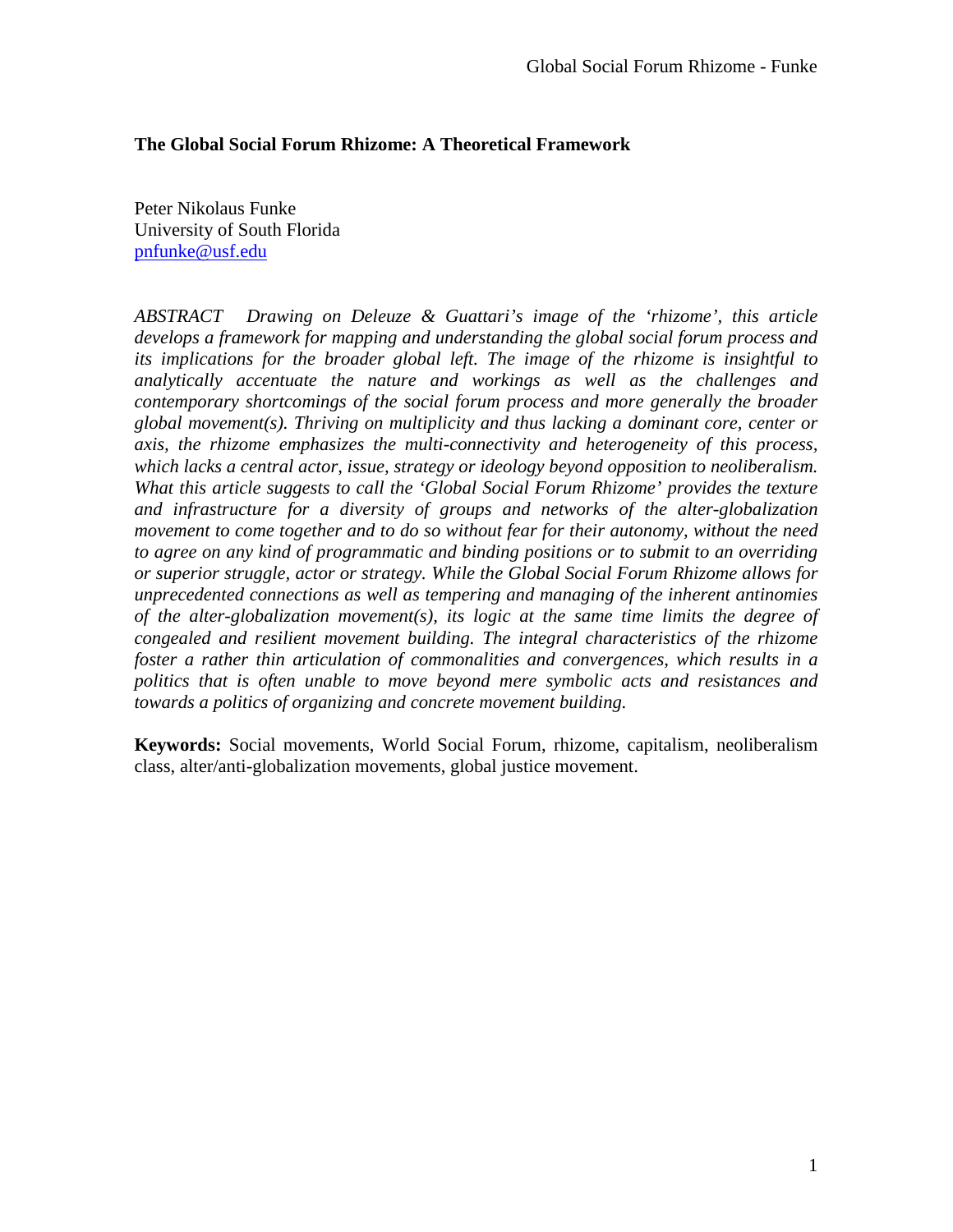**The Global Social Forum Rhizome: A Theoretical Framework**

Peter Nikolaus Funke
University of South Florida
pnfunke@usf.edu

*ABSTRACT Drawing on Deleuze & Guattari's image of the 'rhizome', this article develops a framework for mapping and understanding the global social forum process and its implications for the broader global left. The image of the rhizome is insightful to analytically accentuate the nature and workings as well as the challenges and contemporary shortcomings of the social forum process and more generally the broader global movement(s). Thriving on multiplicity and thus lacking a dominant core, center or axis, the rhizome emphasizes the multi-connectivity and heterogeneity of this process, which lacks a central actor, issue, strategy or ideology beyond opposition to neoliberalism. What this article suggests to call the 'Global Social Forum Rhizome' provides the texture and infrastructure for a diversity of groups and networks of the alter-globalization movement to come together and to do so without fear for their autonomy, without the need to agree on any kind of programmatic and binding positions or to submit to an overriding or superior struggle, actor or strategy. While the Global Social Forum Rhizome allows for unprecedented connections as well as tempering and managing of the inherent antinomies of the alter-globalization movement(s), its logic at the same time limits the degree of congealed and resilient movement building. The integral characteristics of the rhizome foster a rather thin articulation of commonalities and convergences, which results in a politics that is often unable to move beyond mere symbolic acts and resistances and towards a politics of organizing and concrete movement building.*

**Keywords:** Social movements, World Social Forum, rhizome, capitalism, neoliberalism class, alter/anti-globalization movements, global justice movement.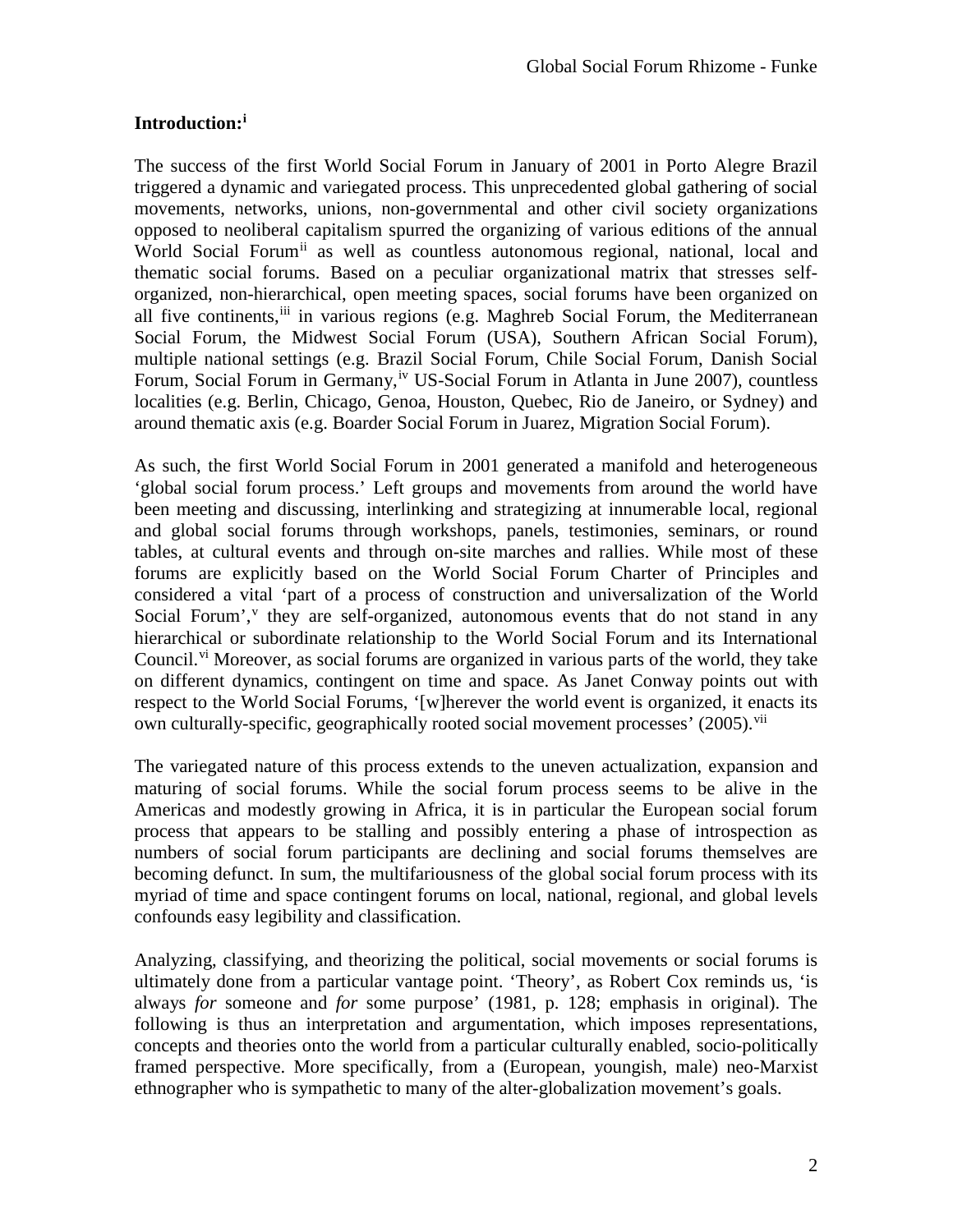## Introduction:[i]

The success of the first World Social Forum in January of 2001 in Porto Alegre Brazil triggered a dynamic and variegated process. This unprecedented global gathering of social movements, networks, unions, non-governmental and other civil society organizations opposed to neoliberal capitalism spurred the organizing of various editions of the annual World Social Forum[ii] as well as countless autonomous regional, national, local and thematic social forums. Based on a peculiar organizational matrix that stresses self-organized, non-hierarchical, open meeting spaces, social forums have been organized on all five continents,[iii] in various regions (e.g. Maghreb Social Forum, the Mediterranean Social Forum, the Midwest Social Forum (USA), Southern African Social Forum), multiple national settings (e.g. Brazil Social Forum, Chile Social Forum, Danish Social Forum, Social Forum in Germany,[iv] US-Social Forum in Atlanta in June 2007), countless localities (e.g. Berlin, Chicago, Genoa, Houston, Quebec, Rio de Janeiro, or Sydney) and around thematic axis (e.g. Boarder Social Forum in Juarez, Migration Social Forum).

As such, the first World Social Forum in 2001 generated a manifold and heterogeneous 'global social forum process.' Left groups and movements from around the world have been meeting and discussing, interlinking and strategizing at innumerable local, regional and global social forums through workshops, panels, testimonies, seminars, or round tables, at cultural events and through on-site marches and rallies. While most of these forums are explicitly based on the World Social Forum Charter of Principles and considered a vital 'part of a process of construction and universalization of the World Social Forum',[v] they are self-organized, autonomous events that do not stand in any hierarchical or subordinate relationship to the World Social Forum and its International Council.[vi] Moreover, as social forums are organized in various parts of the world, they take on different dynamics, contingent on time and space. As Janet Conway points out with respect to the World Social Forums, '[w]herever the world event is organized, it enacts its own culturally-specific, geographically rooted social movement processes' (2005).[vii]

The variegated nature of this process extends to the uneven actualization, expansion and maturing of social forums. While the social forum process seems to be alive in the Americas and modestly growing in Africa, it is in particular the European social forum process that appears to be stalling and possibly entering a phase of introspection as numbers of social forum participants are declining and social forums themselves are becoming defunct. In sum, the multifariousness of the global social forum process with its myriad of time and space contingent forums on local, national, regional, and global levels confounds easy legibility and classification.

Analyzing, classifying, and theorizing the political, social movements or social forums is ultimately done from a particular vantage point. 'Theory', as Robert Cox reminds us, 'is always *for* someone and *for* some purpose' (1981, p. 128; emphasis in original). The following is thus an interpretation and argumentation, which imposes representations, concepts and theories onto the world from a particular culturally enabled, socio-politically framed perspective. More specifically, from a (European, youngish, male) neo-Marxist ethnographer who is sympathetic to many of the alter-globalization movement's goals.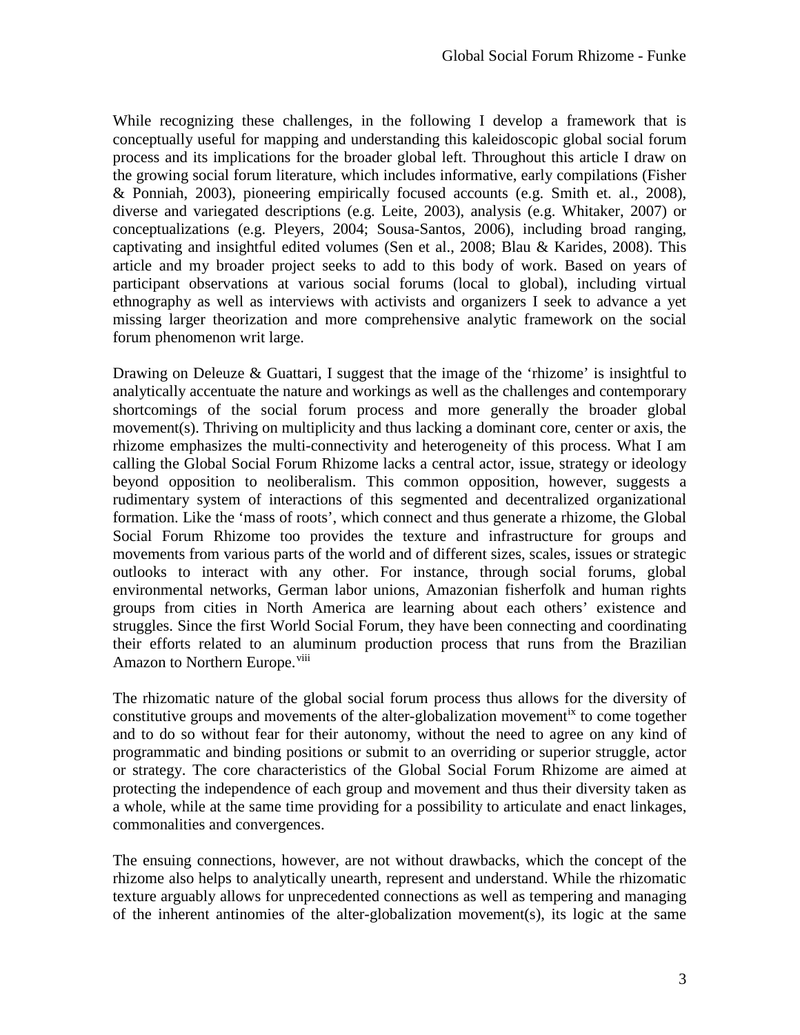While recognizing these challenges, in the following I develop a framework that is conceptually useful for mapping and understanding this kaleidoscopic global social forum process and its implications for the broader global left. Throughout this article I draw on the growing social forum literature, which includes informative, early compilations (Fisher & Ponniah, 2003), pioneering empirically focused accounts (e.g. Smith et. al., 2008), diverse and variegated descriptions (e.g. Leite, 2003), analysis (e.g. Whitaker, 2007) or conceptualizations (e.g. Pleyers, 2004; Sousa-Santos, 2006), including broad ranging, captivating and insightful edited volumes (Sen et al., 2008; Blau & Karides, 2008). This article and my broader project seeks to add to this body of work. Based on years of participant observations at various social forums (local to global), including virtual ethnography as well as interviews with activists and organizers I seek to advance a yet missing larger theorization and more comprehensive analytic framework on the social forum phenomenon writ large.

Drawing on Deleuze & Guattari, I suggest that the image of the 'rhizome' is insightful to analytically accentuate the nature and workings as well as the challenges and contemporary shortcomings of the social forum process and more generally the broader global movement(s). Thriving on multiplicity and thus lacking a dominant core, center or axis, the rhizome emphasizes the multi-connectivity and heterogeneity of this process. What I am calling the Global Social Forum Rhizome lacks a central actor, issue, strategy or ideology beyond opposition to neoliberalism. This common opposition, however, suggests a rudimentary system of interactions of this segmented and decentralized organizational formation. Like the 'mass of roots', which connect and thus generate a rhizome, the Global Social Forum Rhizome too provides the texture and infrastructure for groups and movements from various parts of the world and of different sizes, scales, issues or strategic outlooks to interact with any other. For instance, through social forums, global environmental networks, German labor unions, Amazonian fisherfolk and human rights groups from cities in North America are learning about each others' existence and struggles. Since the first World Social Forum, they have been connecting and coordinating their efforts related to an aluminum production process that runs from the Brazilian Amazon to Northern Europe.[viii]

The rhizomatic nature of the global social forum process thus allows for the diversity of constitutive groups and movements of the alter-globalization movement[ix] to come together and to do so without fear for their autonomy, without the need to agree on any kind of programmatic and binding positions or submit to an overriding or superior struggle, actor or strategy. The core characteristics of the Global Social Forum Rhizome are aimed at protecting the independence of each group and movement and thus their diversity taken as a whole, while at the same time providing for a possibility to articulate and enact linkages, commonalities and convergences.

The ensuing connections, however, are not without drawbacks, which the concept of the rhizome also helps to analytically unearth, represent and understand. While the rhizomatic texture arguably allows for unprecedented connections as well as tempering and managing of the inherent antinomies of the alter-globalization movement(s), its logic at the same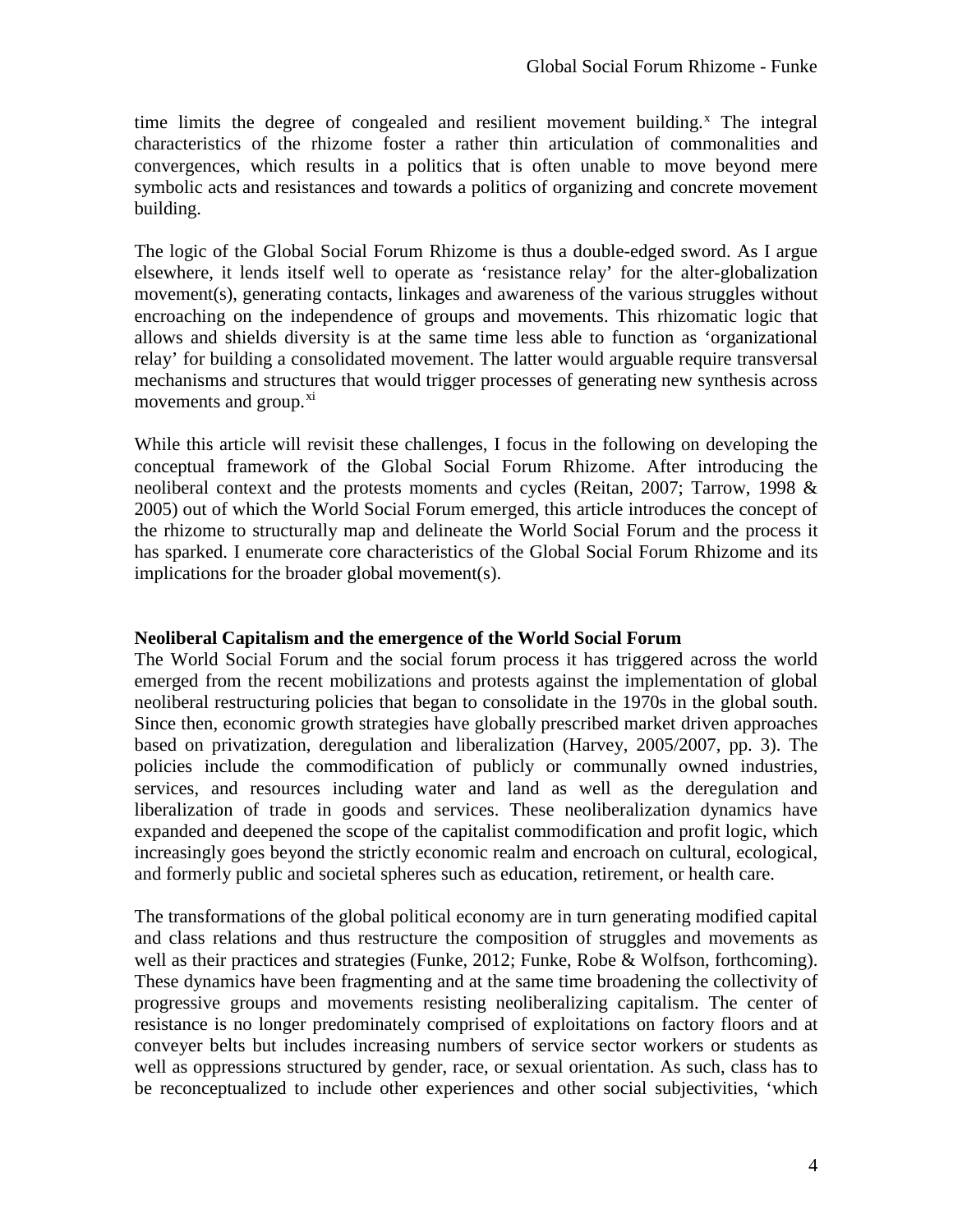time limits the degree of congealed and resilient movement building.[x] The integral characteristics of the rhizome foster a rather thin articulation of commonalities and convergences, which results in a politics that is often unable to move beyond mere symbolic acts and resistances and towards a politics of organizing and concrete movement building.

The logic of the Global Social Forum Rhizome is thus a double-edged sword. As I argue elsewhere, it lends itself well to operate as 'resistance relay' for the alter-globalization movement(s), generating contacts, linkages and awareness of the various struggles without encroaching on the independence of groups and movements. This rhizomatic logic that allows and shields diversity is at the same time less able to function as 'organizational relay' for building a consolidated movement. The latter would arguable require transversal mechanisms and structures that would trigger processes of generating new synthesis across movements and group.[xi]

While this article will revisit these challenges, I focus in the following on developing the conceptual framework of the Global Social Forum Rhizome. After introducing the neoliberal context and the protests moments and cycles (Reitan, 2007; Tarrow, 1998 & 2005) out of which the World Social Forum emerged, this article introduces the concept of the rhizome to structurally map and delineate the World Social Forum and the process it has sparked. I enumerate core characteristics of the Global Social Forum Rhizome and its implications for the broader global movement(s).

## Neoliberal Capitalism and the emergence of the World Social Forum

The World Social Forum and the social forum process it has triggered across the world emerged from the recent mobilizations and protests against the implementation of global neoliberal restructuring policies that began to consolidate in the 1970s in the global south. Since then, economic growth strategies have globally prescribed market driven approaches based on privatization, deregulation and liberalization (Harvey, 2005/2007, pp. 3). The policies include the commodification of publicly or communally owned industries, services, and resources including water and land as well as the deregulation and liberalization of trade in goods and services. These neoliberalization dynamics have expanded and deepened the scope of the capitalist commodification and profit logic, which increasingly goes beyond the strictly economic realm and encroach on cultural, ecological, and formerly public and societal spheres such as education, retirement, or health care.

The transformations of the global political economy are in turn generating modified capital and class relations and thus restructure the composition of struggles and movements as well as their practices and strategies (Funke, 2012; Funke, Robe & Wolfson, forthcoming). These dynamics have been fragmenting and at the same time broadening the collectivity of progressive groups and movements resisting neoliberalizing capitalism. The center of resistance is no longer predominately comprised of exploitations on factory floors and at conveyer belts but includes increasing numbers of service sector workers or students as well as oppressions structured by gender, race, or sexual orientation. As such, class has to be reconceptualized to include other experiences and other social subjectivities, 'which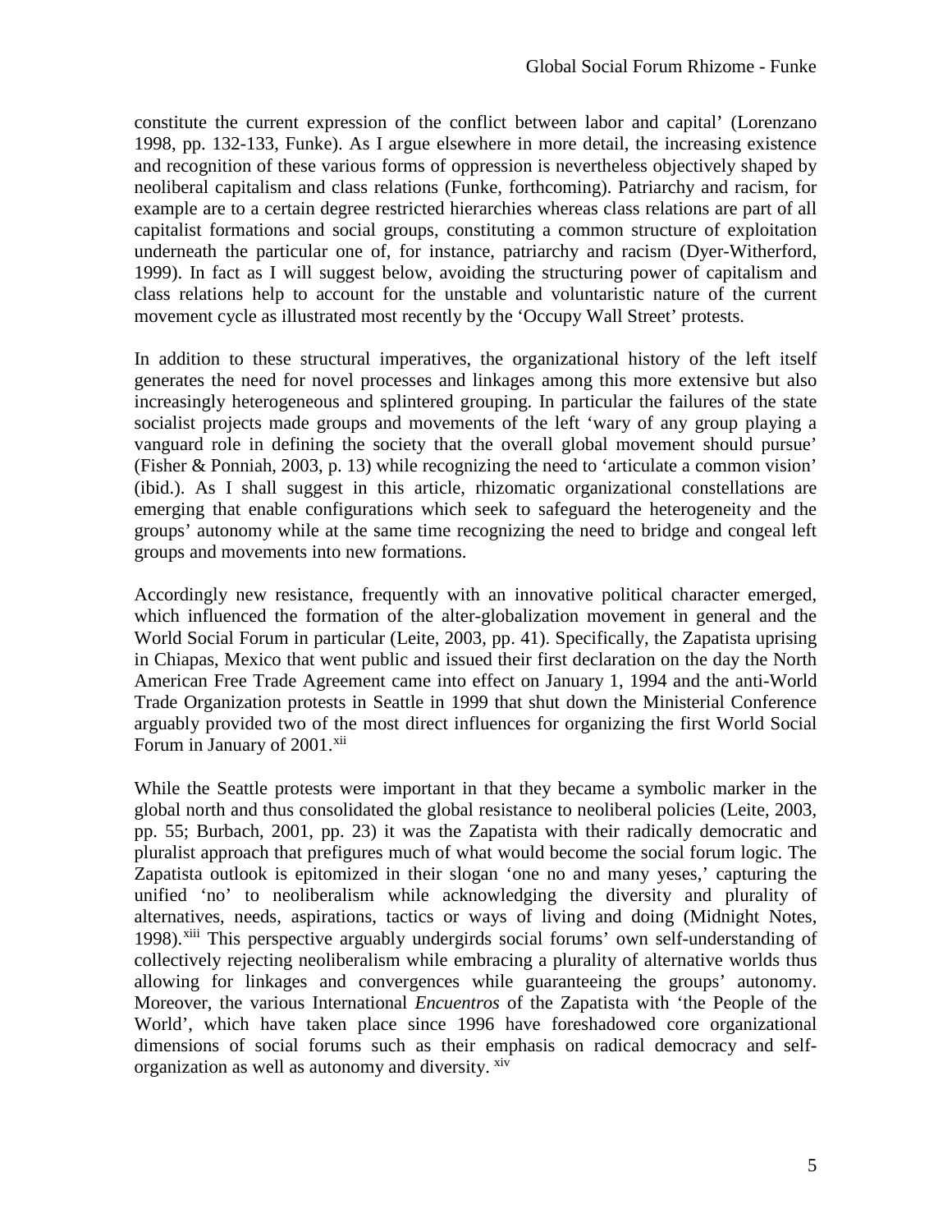constitute the current expression of the conflict between labor and capital' (Lorenzano 1998, pp. 132-133, Funke). As I argue elsewhere in more detail, the increasing existence and recognition of these various forms of oppression is nevertheless objectively shaped by neoliberal capitalism and class relations (Funke, forthcoming). Patriarchy and racism, for example are to a certain degree restricted hierarchies whereas class relations are part of all capitalist formations and social groups, constituting a common structure of exploitation underneath the particular one of, for instance, patriarchy and racism (Dyer-Witherford, 1999). In fact as I will suggest below, avoiding the structuring power of capitalism and class relations help to account for the unstable and voluntaristic nature of the current movement cycle as illustrated most recently by the 'Occupy Wall Street' protests.

In addition to these structural imperatives, the organizational history of the left itself generates the need for novel processes and linkages among this more extensive but also increasingly heterogeneous and splintered grouping. In particular the failures of the state socialist projects made groups and movements of the left 'wary of any group playing a vanguard role in defining the society that the overall global movement should pursue' (Fisher & Ponniah, 2003, p. 13) while recognizing the need to 'articulate a common vision' (ibid.). As I shall suggest in this article, rhizomatic organizational constellations are emerging that enable configurations which seek to safeguard the heterogeneity and the groups' autonomy while at the same time recognizing the need to bridge and congeal left groups and movements into new formations.

Accordingly new resistance, frequently with an innovative political character emerged, which influenced the formation of the alter-globalization movement in general and the World Social Forum in particular (Leite, 2003, pp. 41). Specifically, the Zapatista uprising in Chiapas, Mexico that went public and issued their first declaration on the day the North American Free Trade Agreement came into effect on January 1, 1994 and the anti-World Trade Organization protests in Seattle in 1999 that shut down the Ministerial Conference arguably provided two of the most direct influences for organizing the first World Social Forum in January of 2001.[xii]

While the Seattle protests were important in that they became a symbolic marker in the global north and thus consolidated the global resistance to neoliberal policies (Leite, 2003, pp. 55; Burbach, 2001, pp. 23) it was the Zapatista with their radically democratic and pluralist approach that prefigures much of what would become the social forum logic. The Zapatista outlook is epitomized in their slogan 'one no and many yeses,' capturing the unified 'no' to neoliberalism while acknowledging the diversity and plurality of alternatives, needs, aspirations, tactics or ways of living and doing (Midnight Notes, 1998).[xiii] This perspective arguably undergirds social forums' own self-understanding of collectively rejecting neoliberalism while embracing a plurality of alternative worlds thus allowing for linkages and convergences while guaranteeing the groups' autonomy. Moreover, the various International *Encuentros* of the Zapatista with 'the People of the World', which have taken place since 1996 have foreshadowed core organizational dimensions of social forums such as their emphasis on radical democracy and self-organization as well as autonomy and diversity.[xiv]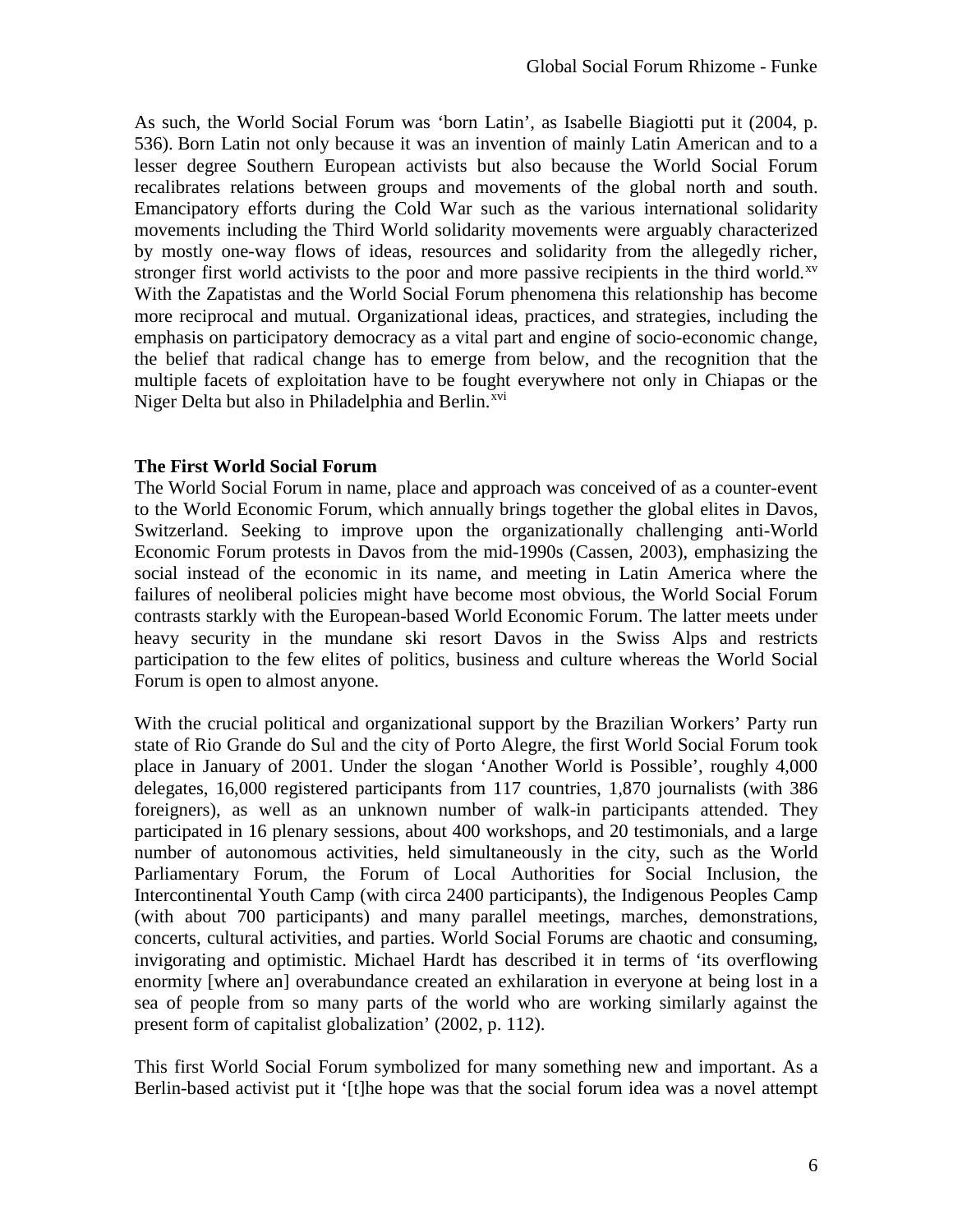As such, the World Social Forum was 'born Latin', as Isabelle Biagiotti put it (2004, p. 536). Born Latin not only because it was an invention of mainly Latin American and to a lesser degree Southern European activists but also because the World Social Forum recalibrates relations between groups and movements of the global north and south. Emancipatory efforts during the Cold War such as the various international solidarity movements including the Third World solidarity movements were arguably characterized by mostly one-way flows of ideas, resources and solidarity from the allegedly richer, stronger first world activists to the poor and more passive recipients in the third world.[xv] With the Zapatistas and the World Social Forum phenomena this relationship has become more reciprocal and mutual. Organizational ideas, practices, and strategies, including the emphasis on participatory democracy as a vital part and engine of socio-economic change, the belief that radical change has to emerge from below, and the recognition that the multiple facets of exploitation have to be fought everywhere not only in Chiapas or the Niger Delta but also in Philadelphia and Berlin.[xvi]

**The First World Social Forum**

The World Social Forum in name, place and approach was conceived of as a counter-event to the World Economic Forum, which annually brings together the global elites in Davos, Switzerland. Seeking to improve upon the organizationally challenging anti-World Economic Forum protests in Davos from the mid-1990s (Cassen, 2003), emphasizing the social instead of the economic in its name, and meeting in Latin America where the failures of neoliberal policies might have become most obvious, the World Social Forum contrasts starkly with the European-based World Economic Forum. The latter meets under heavy security in the mundane ski resort Davos in the Swiss Alps and restricts participation to the few elites of politics, business and culture whereas the World Social Forum is open to almost anyone.

With the crucial political and organizational support by the Brazilian Workers' Party run state of Rio Grande do Sul and the city of Porto Alegre, the first World Social Forum took place in January of 2001. Under the slogan 'Another World is Possible', roughly 4,000 delegates, 16,000 registered participants from 117 countries, 1,870 journalists (with 386 foreigners), as well as an unknown number of walk-in participants attended. They participated in 16 plenary sessions, about 400 workshops, and 20 testimonials, and a large number of autonomous activities, held simultaneously in the city, such as the World Parliamentary Forum, the Forum of Local Authorities for Social Inclusion, the Intercontinental Youth Camp (with circa 2400 participants), the Indigenous Peoples Camp (with about 700 participants) and many parallel meetings, marches, demonstrations, concerts, cultural activities, and parties. World Social Forums are chaotic and consuming, invigorating and optimistic. Michael Hardt has described it in terms of 'its overflowing enormity [where an] overabundance created an exhilaration in everyone at being lost in a sea of people from so many parts of the world who are working similarly against the present form of capitalist globalization' (2002, p. 112).

This first World Social Forum symbolized for many something new and important. As a Berlin-based activist put it '[t]he hope was that the social forum idea was a novel attempt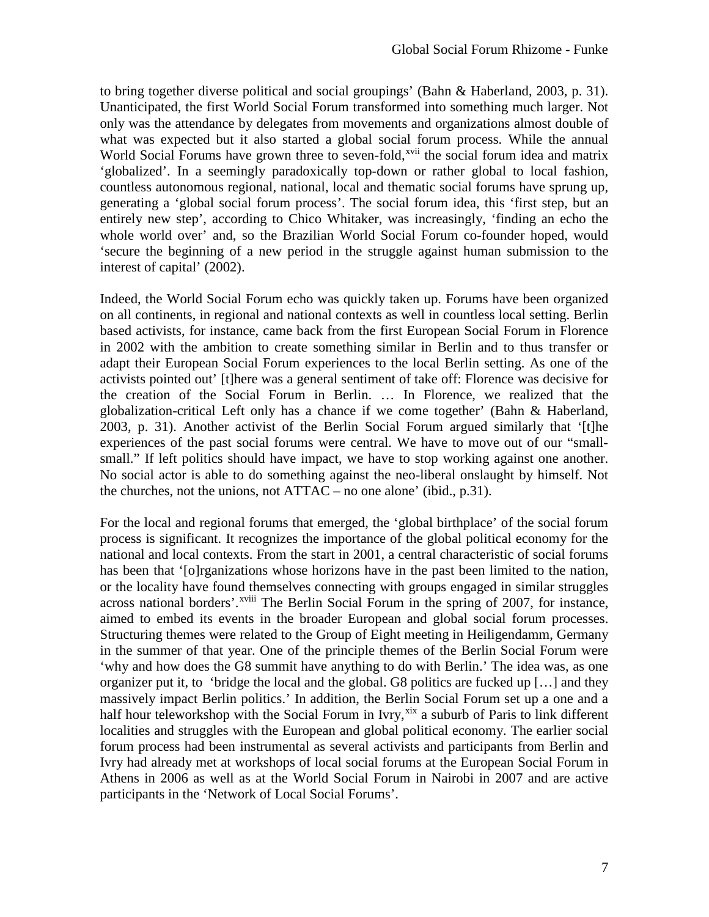to bring together diverse political and social groupings' (Bahn & Haberland, 2003, p. 31). Unanticipated, the first World Social Forum transformed into something much larger. Not only was the attendance by delegates from movements and organizations almost double of what was expected but it also started a global social forum process. While the annual World Social Forums have grown three to seven-fold,[xvii] the social forum idea and matrix 'globalized'. In a seemingly paradoxically top-down or rather global to local fashion, countless autonomous regional, national, local and thematic social forums have sprung up, generating a 'global social forum process'. The social forum idea, this 'first step, but an entirely new step', according to Chico Whitaker, was increasingly, 'finding an echo the whole world over' and, so the Brazilian World Social Forum co-founder hoped, would 'secure the beginning of a new period in the struggle against human submission to the interest of capital' (2002).

Indeed, the World Social Forum echo was quickly taken up. Forums have been organized on all continents, in regional and national contexts as well in countless local setting. Berlin based activists, for instance, came back from the first European Social Forum in Florence in 2002 with the ambition to create something similar in Berlin and to thus transfer or adapt their European Social Forum experiences to the local Berlin setting. As one of the activists pointed out' [t]here was a general sentiment of take off: Florence was decisive for the creation of the Social Forum in Berlin. … In Florence, we realized that the globalization-critical Left only has a chance if we come together' (Bahn & Haberland, 2003, p. 31). Another activist of the Berlin Social Forum argued similarly that '[t]he experiences of the past social forums were central. We have to move out of our "small-small." If left politics should have impact, we have to stop working against one another. No social actor is able to do something against the neo-liberal onslaught by himself. Not the churches, not the unions, not ATTAC – no one alone' (ibid., p.31).

For the local and regional forums that emerged, the 'global birthplace' of the social forum process is significant. It recognizes the importance of the global political economy for the national and local contexts. From the start in 2001, a central characteristic of social forums has been that '[o]rganizations whose horizons have in the past been limited to the nation, or the locality have found themselves connecting with groups engaged in similar struggles across national borders'.[xviii] The Berlin Social Forum in the spring of 2007, for instance, aimed to embed its events in the broader European and global social forum processes. Structuring themes were related to the Group of Eight meeting in Heiligendamm, Germany in the summer of that year. One of the principle themes of the Berlin Social Forum were 'why and how does the G8 summit have anything to do with Berlin.' The idea was, as one organizer put it, to 'bridge the local and the global. G8 politics are fucked up […] and they massively impact Berlin politics.' In addition, the Berlin Social Forum set up a one and a half hour teleworkshop with the Social Forum in Ivry,[xix] a suburb of Paris to link different localities and struggles with the European and global political economy. The earlier social forum process had been instrumental as several activists and participants from Berlin and Ivry had already met at workshops of local social forums at the European Social Forum in Athens in 2006 as well as at the World Social Forum in Nairobi in 2007 and are active participants in the 'Network of Local Social Forums'.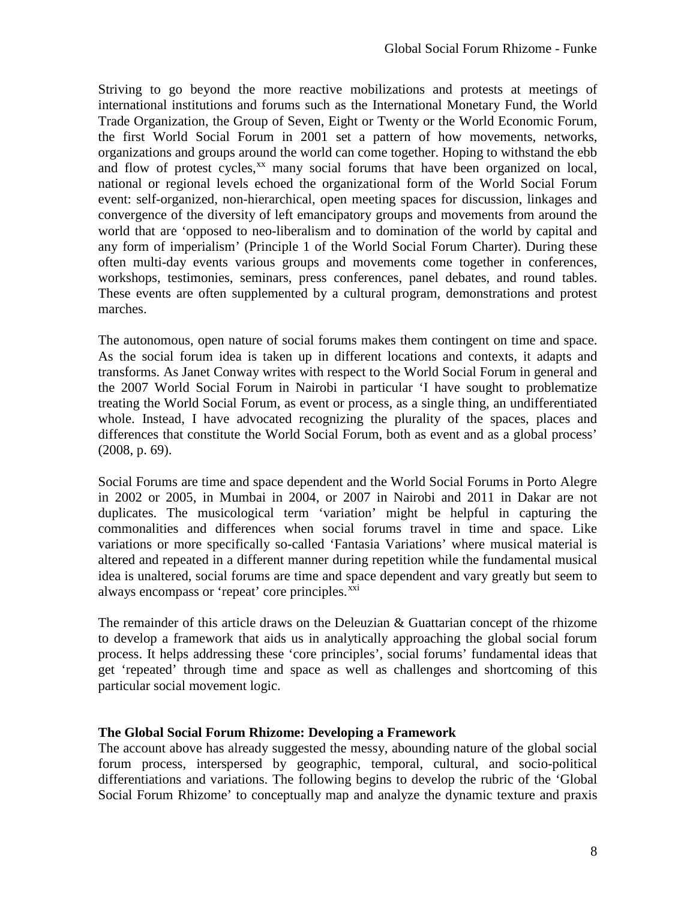Striving to go beyond the more reactive mobilizations and protests at meetings of international institutions and forums such as the International Monetary Fund, the World Trade Organization, the Group of Seven, Eight or Twenty or the World Economic Forum, the first World Social Forum in 2001 set a pattern of how movements, networks, organizations and groups around the world can come together. Hoping to withstand the ebb and flow of protest cycles,[xx] many social forums that have been organized on local, national or regional levels echoed the organizational form of the World Social Forum event: self-organized, non-hierarchical, open meeting spaces for discussion, linkages and convergence of the diversity of left emancipatory groups and movements from around the world that are 'opposed to neo-liberalism and to domination of the world by capital and any form of imperialism' (Principle 1 of the World Social Forum Charter). During these often multi-day events various groups and movements come together in conferences, workshops, testimonies, seminars, press conferences, panel debates, and round tables. These events are often supplemented by a cultural program, demonstrations and protest marches.

The autonomous, open nature of social forums makes them contingent on time and space. As the social forum idea is taken up in different locations and contexts, it adapts and transforms. As Janet Conway writes with respect to the World Social Forum in general and the 2007 World Social Forum in Nairobi in particular 'I have sought to problematize treating the World Social Forum, as event or process, as a single thing, an undifferentiated whole. Instead, I have advocated recognizing the plurality of the spaces, places and differences that constitute the World Social Forum, both as event and as a global process' (2008, p. 69).

Social Forums are time and space dependent and the World Social Forums in Porto Alegre in 2002 or 2005, in Mumbai in 2004, or 2007 in Nairobi and 2011 in Dakar are not duplicates. The musicological term 'variation' might be helpful in capturing the commonalities and differences when social forums travel in time and space. Like variations or more specifically so-called 'Fantasia Variations' where musical material is altered and repeated in a different manner during repetition while the fundamental musical idea is unaltered, social forums are time and space dependent and vary greatly but seem to always encompass or 'repeat' core principles.[xxi]

The remainder of this article draws on the Deleuzian & Guattarian concept of the rhizome to develop a framework that aids us in analytically approaching the global social forum process. It helps addressing these 'core principles', social forums' fundamental ideas that get 'repeated' through time and space as well as challenges and shortcoming of this particular social movement logic.

**The Global Social Forum Rhizome: Developing a Framework**

The account above has already suggested the messy, abounding nature of the global social forum process, interspersed by geographic, temporal, cultural, and socio-political differentiations and variations. The following begins to develop the rubric of the 'Global Social Forum Rhizome' to conceptually map and analyze the dynamic texture and praxis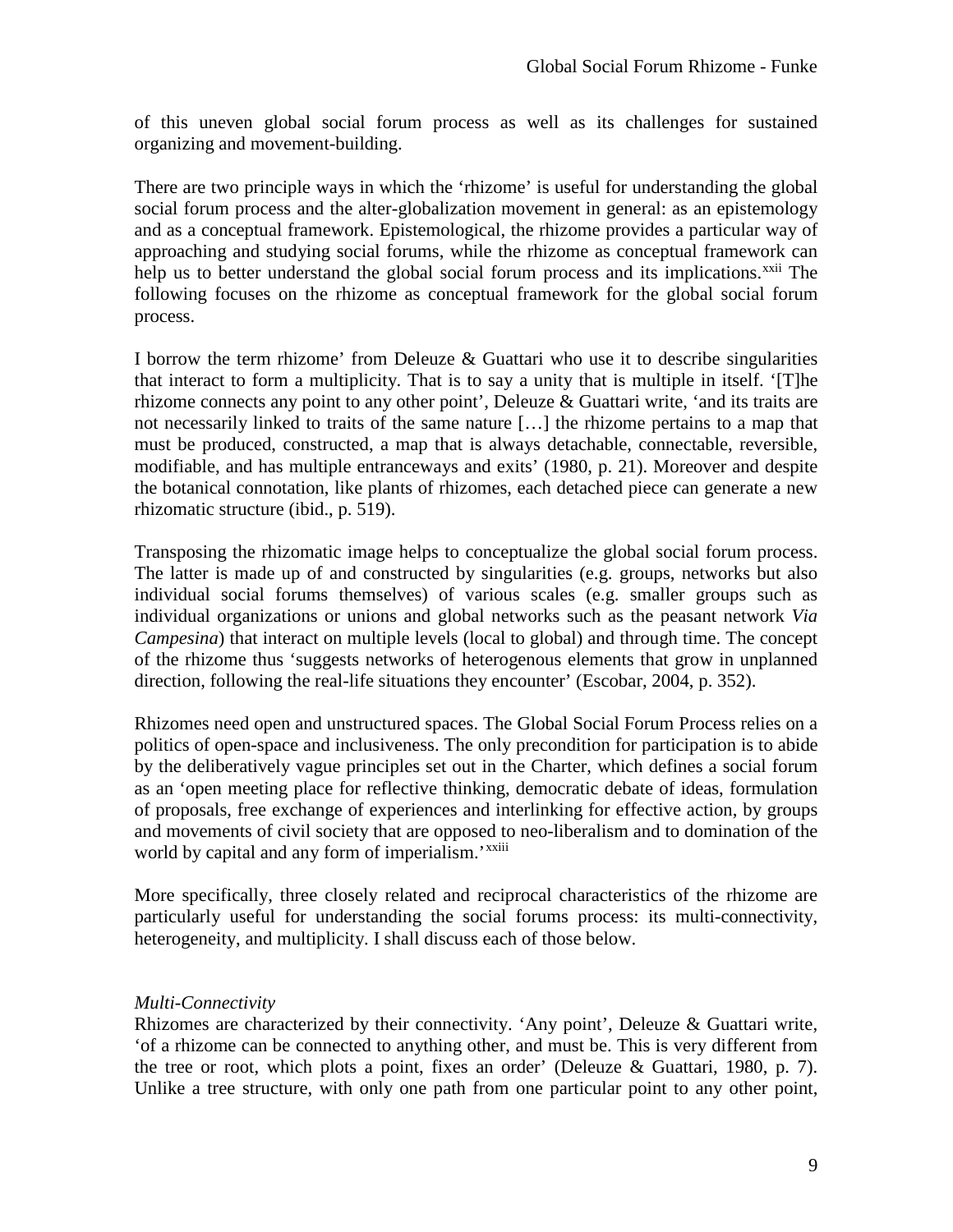of this uneven global social forum process as well as its challenges for sustained organizing and movement-building.

There are two principle ways in which the 'rhizome' is useful for understanding the global social forum process and the alter-globalization movement in general: as an epistemology and as a conceptual framework. Epistemological, the rhizome provides a particular way of approaching and studying social forums, while the rhizome as conceptual framework can help us to better understand the global social forum process and its implications.[xxii] The following focuses on the rhizome as conceptual framework for the global social forum process.

I borrow the term rhizome' from Deleuze & Guattari who use it to describe singularities that interact to form a multiplicity. That is to say a unity that is multiple in itself. '[T]he rhizome connects any point to any other point', Deleuze & Guattari write, 'and its traits are not necessarily linked to traits of the same nature […] the rhizome pertains to a map that must be produced, constructed, a map that is always detachable, connectable, reversible, modifiable, and has multiple entranceways and exits' (1980, p. 21). Moreover and despite the botanical connotation, like plants of rhizomes, each detached piece can generate a new rhizomatic structure (ibid., p. 519).

Transposing the rhizomatic image helps to conceptualize the global social forum process. The latter is made up of and constructed by singularities (e.g. groups, networks but also individual social forums themselves) of various scales (e.g. smaller groups such as individual organizations or unions and global networks such as the peasant network *Via Campesina*) that interact on multiple levels (local to global) and through time. The concept of the rhizome thus 'suggests networks of heterogenous elements that grow in unplanned direction, following the real-life situations they encounter' (Escobar, 2004, p. 352).

Rhizomes need open and unstructured spaces. The Global Social Forum Process relies on a politics of open-space and inclusiveness. The only precondition for participation is to abide by the deliberatively vague principles set out in the Charter, which defines a social forum as an 'open meeting place for reflective thinking, democratic debate of ideas, formulation of proposals, free exchange of experiences and interlinking for effective action, by groups and movements of civil society that are opposed to neo-liberalism and to domination of the world by capital and any form of imperialism.'[xxiii]

More specifically, three closely related and reciprocal characteristics of the rhizome are particularly useful for understanding the social forums process: its multi-connectivity, heterogeneity, and multiplicity. I shall discuss each of those below.

*Multi-Connectivity*

Rhizomes are characterized by their connectivity. 'Any point', Deleuze & Guattari write, 'of a rhizome can be connected to anything other, and must be. This is very different from the tree or root, which plots a point, fixes an order' (Deleuze & Guattari, 1980, p. 7). Unlike a tree structure, with only one path from one particular point to any other point,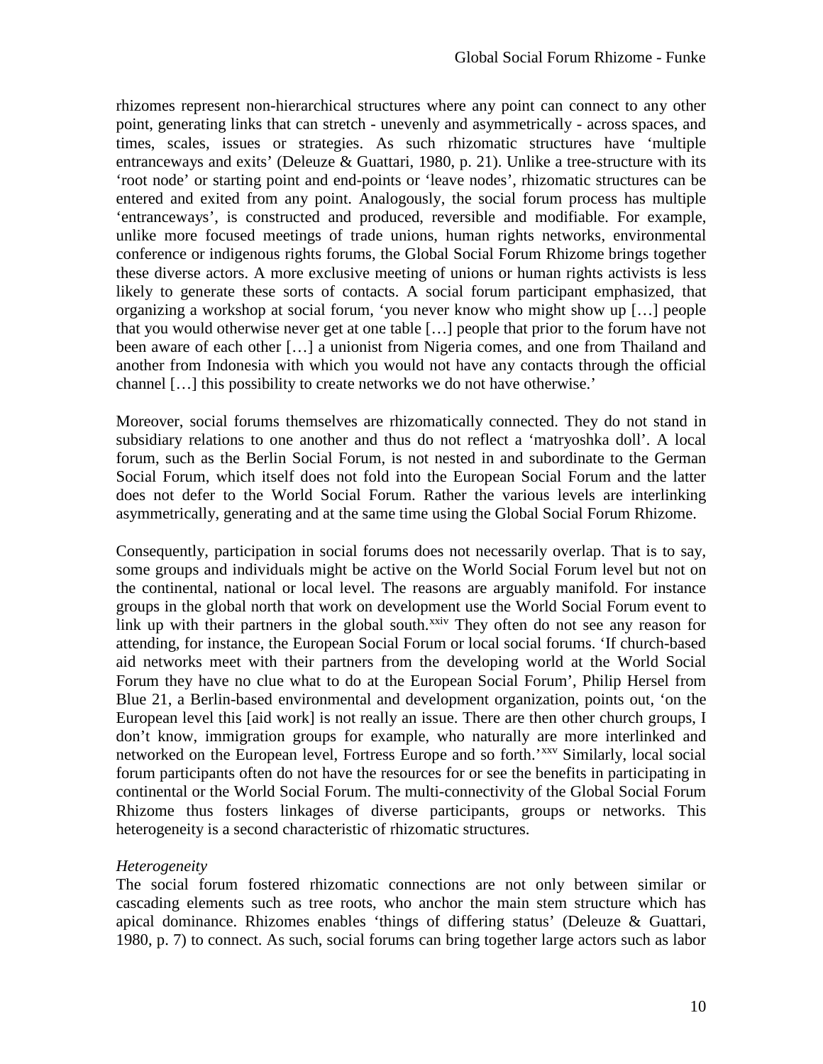rhizomes represent non-hierarchical structures where any point can connect to any other point, generating links that can stretch - unevenly and asymmetrically - across spaces, and times, scales, issues or strategies. As such rhizomatic structures have 'multiple entranceways and exits' (Deleuze & Guattari, 1980, p. 21). Unlike a tree-structure with its 'root node' or starting point and end-points or 'leave nodes', rhizomatic structures can be entered and exited from any point. Analogously, the social forum process has multiple 'entranceways', is constructed and produced, reversible and modifiable. For example, unlike more focused meetings of trade unions, human rights networks, environmental conference or indigenous rights forums, the Global Social Forum Rhizome brings together these diverse actors. A more exclusive meeting of unions or human rights activists is less likely to generate these sorts of contacts. A social forum participant emphasized, that organizing a workshop at social forum, 'you never know who might show up […] people that you would otherwise never get at one table […] people that prior to the forum have not been aware of each other […] a unionist from Nigeria comes, and one from Thailand and another from Indonesia with which you would not have any contacts through the official channel […] this possibility to create networks we do not have otherwise.'

Moreover, social forums themselves are rhizomatically connected. They do not stand in subsidiary relations to one another and thus do not reflect a 'matryoshka doll'. A local forum, such as the Berlin Social Forum, is not nested in and subordinate to the German Social Forum, which itself does not fold into the European Social Forum and the latter does not defer to the World Social Forum. Rather the various levels are interlinking asymmetrically, generating and at the same time using the Global Social Forum Rhizome.

Consequently, participation in social forums does not necessarily overlap. That is to say, some groups and individuals might be active on the World Social Forum level but not on the continental, national or local level. The reasons are arguably manifold. For instance groups in the global north that work on development use the World Social Forum event to link up with their partners in the global south.[xxiv] They often do not see any reason for attending, for instance, the European Social Forum or local social forums. 'If church-based aid networks meet with their partners from the developing world at the World Social Forum they have no clue what to do at the European Social Forum', Philip Hersel from Blue 21, a Berlin-based environmental and development organization, points out, 'on the European level this [aid work] is not really an issue. There are then other church groups, I don't know, immigration groups for example, who naturally are more interlinked and networked on the European level, Fortress Europe and so forth.'[xxv] Similarly, local social forum participants often do not have the resources for or see the benefits in participating in continental or the World Social Forum. The multi-connectivity of the Global Social Forum Rhizome thus fosters linkages of diverse participants, groups or networks. This heterogeneity is a second characteristic of rhizomatic structures.

*Heterogeneity*

The social forum fostered rhizomatic connections are not only between similar or cascading elements such as tree roots, who anchor the main stem structure which has apical dominance. Rhizomes enables 'things of differing status' (Deleuze & Guattari, 1980, p. 7) to connect. As such, social forums can bring together large actors such as labor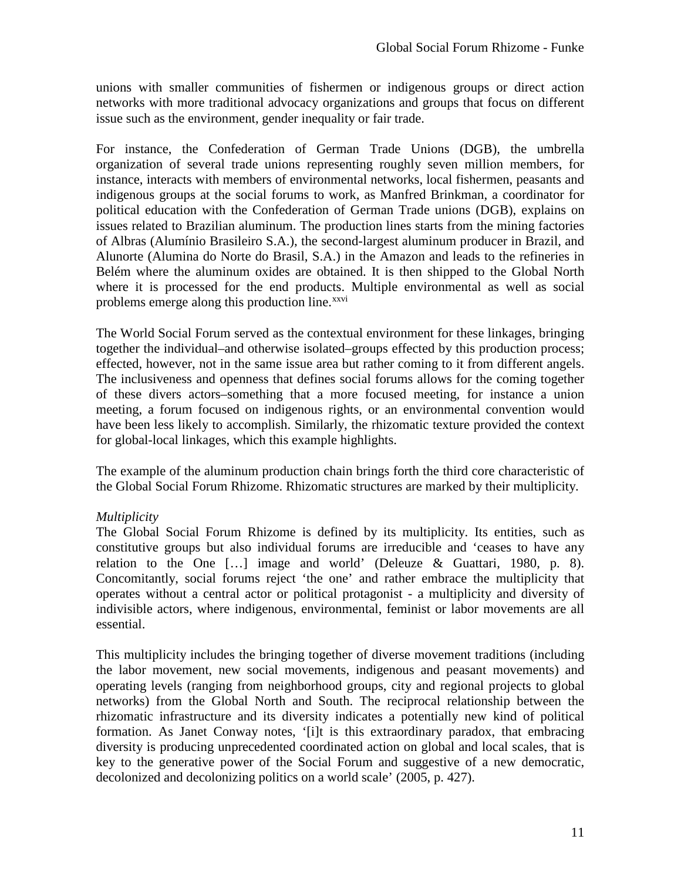unions with smaller communities of fishermen or indigenous groups or direct action networks with more traditional advocacy organizations and groups that focus on different issue such as the environment, gender inequality or fair trade.

For instance, the Confederation of German Trade Unions (DGB), the umbrella organization of several trade unions representing roughly seven million members, for instance, interacts with members of environmental networks, local fishermen, peasants and indigenous groups at the social forums to work, as Manfred Brinkman, a coordinator for political education with the Confederation of German Trade unions (DGB), explains on issues related to Brazilian aluminum. The production lines starts from the mining factories of Albras (Alumínio Brasileiro S.A.), the second-largest aluminum producer in Brazil, and Alunorte (Alumina do Norte do Brasil, S.A.) in the Amazon and leads to the refineries in Belém where the aluminum oxides are obtained. It is then shipped to the Global North where it is processed for the end products. Multiple environmental as well as social problems emerge along this production line.[xxvi]

The World Social Forum served as the contextual environment for these linkages, bringing together the individual–and otherwise isolated–groups effected by this production process; effected, however, not in the same issue area but rather coming to it from different angels. The inclusiveness and openness that defines social forums allows for the coming together of these divers actors–something that a more focused meeting, for instance a union meeting, a forum focused on indigenous rights, or an environmental convention would have been less likely to accomplish. Similarly, the rhizomatic texture provided the context for global-local linkages, which this example highlights.

The example of the aluminum production chain brings forth the third core characteristic of the Global Social Forum Rhizome. Rhizomatic structures are marked by their multiplicity.

*Multiplicity*

The Global Social Forum Rhizome is defined by its multiplicity. Its entities, such as constitutive groups but also individual forums are irreducible and 'ceases to have any relation to the One […] image and world' (Deleuze & Guattari, 1980, p. 8). Concomitantly, social forums reject 'the one' and rather embrace the multiplicity that operates without a central actor or political protagonist - a multiplicity and diversity of indivisible actors, where indigenous, environmental, feminist or labor movements are all essential.

This multiplicity includes the bringing together of diverse movement traditions (including the labor movement, new social movements, indigenous and peasant movements) and operating levels (ranging from neighborhood groups, city and regional projects to global networks) from the Global North and South. The reciprocal relationship between the rhizomatic infrastructure and its diversity indicates a potentially new kind of political formation. As Janet Conway notes, '[i]t is this extraordinary paradox, that embracing diversity is producing unprecedented coordinated action on global and local scales, that is key to the generative power of the Social Forum and suggestive of a new democratic, decolonized and decolonizing politics on a world scale' (2005, p. 427).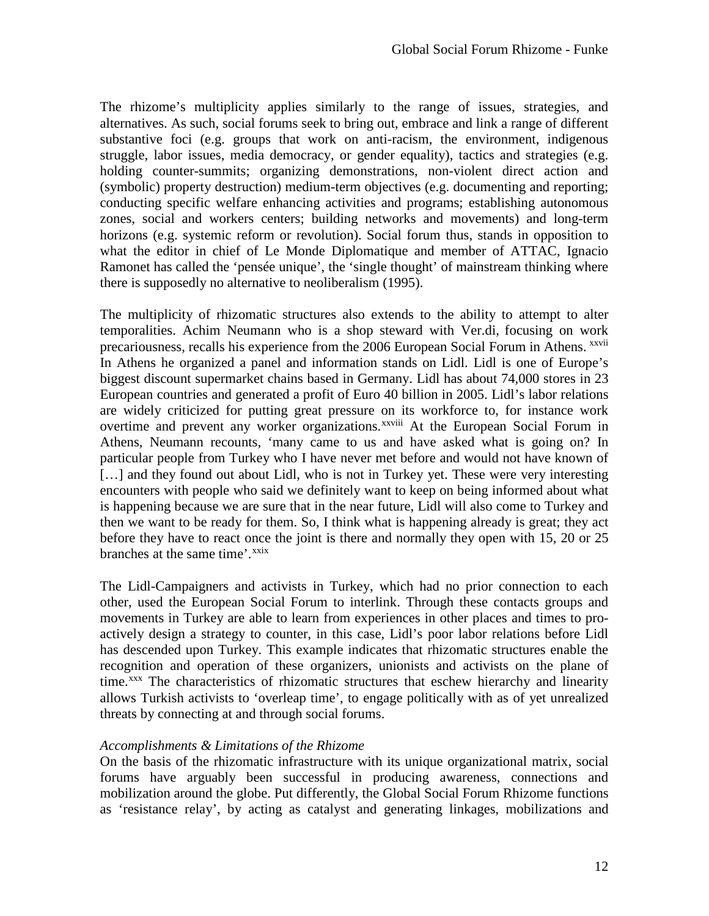The rhizome's multiplicity applies similarly to the range of issues, strategies, and alternatives. As such, social forums seek to bring out, embrace and link a range of different substantive foci (e.g. groups that work on anti-racism, the environment, indigenous struggle, labor issues, media democracy, or gender equality), tactics and strategies (e.g. holding counter-summits; organizing demonstrations, non-violent direct action and (symbolic) property destruction) medium-term objectives (e.g. documenting and reporting; conducting specific welfare enhancing activities and programs; establishing autonomous zones, social and workers centers; building networks and movements) and long-term horizons (e.g. systemic reform or revolution). Social forum thus, stands in opposition to what the editor in chief of Le Monde Diplomatique and member of ATTAC, Ignacio Ramonet has called the 'pensée unique', the 'single thought' of mainstream thinking where there is supposedly no alternative to neoliberalism (1995).

The multiplicity of rhizomatic structures also extends to the ability to attempt to alter temporalities. Achim Neumann who is a shop steward with Ver.di, focusing on work precariousness, recalls his experience from the 2006 European Social Forum in Athens. [xxvii] In Athens he organized a panel and information stands on Lidl. Lidl is one of Europe's biggest discount supermarket chains based in Germany. Lidl has about 74,000 stores in 23 European countries and generated a profit of Euro 40 billion in 2005. Lidl's labor relations are widely criticized for putting great pressure on its workforce to, for instance work overtime and prevent any worker organizations.[xxviii] At the European Social Forum in Athens, Neumann recounts, 'many came to us and have asked what is going on? In particular people from Turkey who I have never met before and would not have known of […] and they found out about Lidl, who is not in Turkey yet. These were very interesting encounters with people who said we definitely want to keep on being informed about what is happening because we are sure that in the near future, Lidl will also come to Turkey and then we want to be ready for them. So, I think what is happening already is great; they act before they have to react once the joint is there and normally they open with 15, 20 or 25 branches at the same time'.[xxix]

The Lidl-Campaigners and activists in Turkey, which had no prior connection to each other, used the European Social Forum to interlink. Through these contacts groups and movements in Turkey are able to learn from experiences in other places and times to pro-actively design a strategy to counter, in this case, Lidl's poor labor relations before Lidl has descended upon Turkey. This example indicates that rhizomatic structures enable the recognition and operation of these organizers, unionists and activists on the plane of time.[xxx] The characteristics of rhizomatic structures that eschew hierarchy and linearity allows Turkish activists to 'overleap time', to engage politically with as of yet unrealized threats by connecting at and through social forums.

*Accomplishments & Limitations of the Rhizome*

On the basis of the rhizomatic infrastructure with its unique organizational matrix, social forums have arguably been successful in producing awareness, connections and mobilization around the globe. Put differently, the Global Social Forum Rhizome functions as 'resistance relay', by acting as catalyst and generating linkages, mobilizations and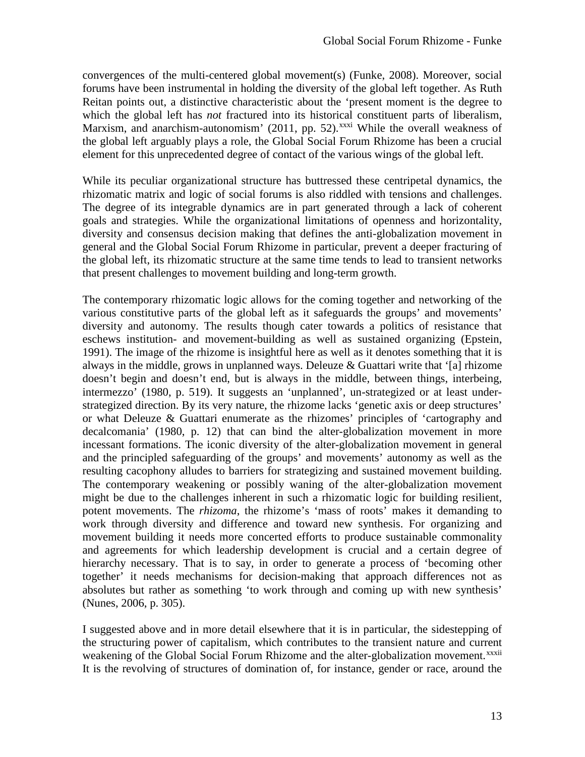convergences of the multi-centered global movement(s) (Funke, 2008). Moreover, social forums have been instrumental in holding the diversity of the global left together. As Ruth Reitan points out, a distinctive characteristic about the 'present moment is the degree to which the global left has *not* fractured into its historical constituent parts of liberalism, Marxism, and anarchism-autonomism' (2011, pp. 52).[xxxi] While the overall weakness of the global left arguably plays a role, the Global Social Forum Rhizome has been a crucial element for this unprecedented degree of contact of the various wings of the global left.

While its peculiar organizational structure has buttressed these centripetal dynamics, the rhizomatic matrix and logic of social forums is also riddled with tensions and challenges. The degree of its integrable dynamics are in part generated through a lack of coherent goals and strategies. While the organizational limitations of openness and horizontality, diversity and consensus decision making that defines the anti-globalization movement in general and the Global Social Forum Rhizome in particular, prevent a deeper fracturing of the global left, its rhizomatic structure at the same time tends to lead to transient networks that present challenges to movement building and long-term growth.

The contemporary rhizomatic logic allows for the coming together and networking of the various constitutive parts of the global left as it safeguards the groups' and movements' diversity and autonomy. The results though cater towards a politics of resistance that eschews institution- and movement-building as well as sustained organizing (Epstein, 1991). The image of the rhizome is insightful here as well as it denotes something that it is always in the middle, grows in unplanned ways. Deleuze & Guattari write that '[a] rhizome doesn't begin and doesn't end, but is always in the middle, between things, interbeing, intermezzo' (1980, p. 519). It suggests an 'unplanned', un-strategized or at least under-strategized direction. By its very nature, the rhizome lacks 'genetic axis or deep structures' or what Deleuze & Guattari enumerate as the rhizomes' principles of 'cartography and decalcomania' (1980, p. 12) that can bind the alter-globalization movement in more incessant formations. The iconic diversity of the alter-globalization movement in general and the principled safeguarding of the groups' and movements' autonomy as well as the resulting cacophony alludes to barriers for strategizing and sustained movement building. The contemporary weakening or possibly waning of the alter-globalization movement might be due to the challenges inherent in such a rhizomatic logic for building resilient, potent movements. The *rhizoma*, the rhizome's 'mass of roots' makes it demanding to work through diversity and difference and toward new synthesis. For organizing and movement building it needs more concerted efforts to produce sustainable commonality and agreements for which leadership development is crucial and a certain degree of hierarchy necessary. That is to say, in order to generate a process of 'becoming other together' it needs mechanisms for decision-making that approach differences not as absolutes but rather as something 'to work through and coming up with new synthesis' (Nunes, 2006, p. 305).

I suggested above and in more detail elsewhere that it is in particular, the sidestepping of the structuring power of capitalism, which contributes to the transient nature and current weakening of the Global Social Forum Rhizome and the alter-globalization movement.[xxxii] It is the revolving of structures of domination of, for instance, gender or race, around the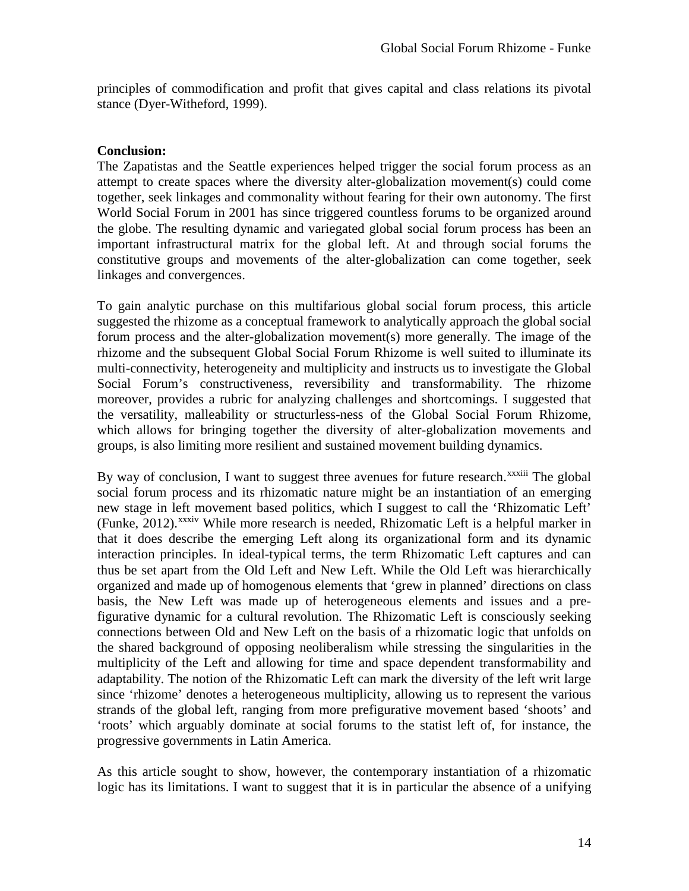principles of commodification and profit that gives capital and class relations its pivotal stance (Dyer-Witheford, 1999).

**Conclusion:**

The Zapatistas and the Seattle experiences helped trigger the social forum process as an attempt to create spaces where the diversity alter-globalization movement(s) could come together, seek linkages and commonality without fearing for their own autonomy. The first World Social Forum in 2001 has since triggered countless forums to be organized around the globe. The resulting dynamic and variegated global social forum process has been an important infrastructural matrix for the global left. At and through social forums the constitutive groups and movements of the alter-globalization can come together, seek linkages and convergences.

To gain analytic purchase on this multifarious global social forum process, this article suggested the rhizome as a conceptual framework to analytically approach the global social forum process and the alter-globalization movement(s) more generally. The image of the rhizome and the subsequent Global Social Forum Rhizome is well suited to illuminate its multi-connectivity, heterogeneity and multiplicity and instructs us to investigate the Global Social Forum's constructiveness, reversibility and transformability. The rhizome moreover, provides a rubric for analyzing challenges and shortcomings. I suggested that the versatility, malleability or structurless-ness of the Global Social Forum Rhizome, which allows for bringing together the diversity of alter-globalization movements and groups, is also limiting more resilient and sustained movement building dynamics.

By way of conclusion, I want to suggest three avenues for future research.[xxxiii] The global social forum process and its rhizomatic nature might be an instantiation of an emerging new stage in left movement based politics, which I suggest to call the 'Rhizomatic Left' (Funke, 2012).[xxxiv] While more research is needed, Rhizomatic Left is a helpful marker in that it does describe the emerging Left along its organizational form and its dynamic interaction principles. In ideal-typical terms, the term Rhizomatic Left captures and can thus be set apart from the Old Left and New Left. While the Old Left was hierarchically organized and made up of homogenous elements that 'grew in planned' directions on class basis, the New Left was made up of heterogeneous elements and issues and a pre-figurative dynamic for a cultural revolution. The Rhizomatic Left is consciously seeking connections between Old and New Left on the basis of a rhizomatic logic that unfolds on the shared background of opposing neoliberalism while stressing the singularities in the multiplicity of the Left and allowing for time and space dependent transformability and adaptability. The notion of the Rhizomatic Left can mark the diversity of the left writ large since 'rhizome' denotes a heterogeneous multiplicity, allowing us to represent the various strands of the global left, ranging from more prefigurative movement based 'shoots' and 'roots' which arguably dominate at social forums to the statist left of, for instance, the progressive governments in Latin America.

As this article sought to show, however, the contemporary instantiation of a rhizomatic logic has its limitations. I want to suggest that it is in particular the absence of a unifying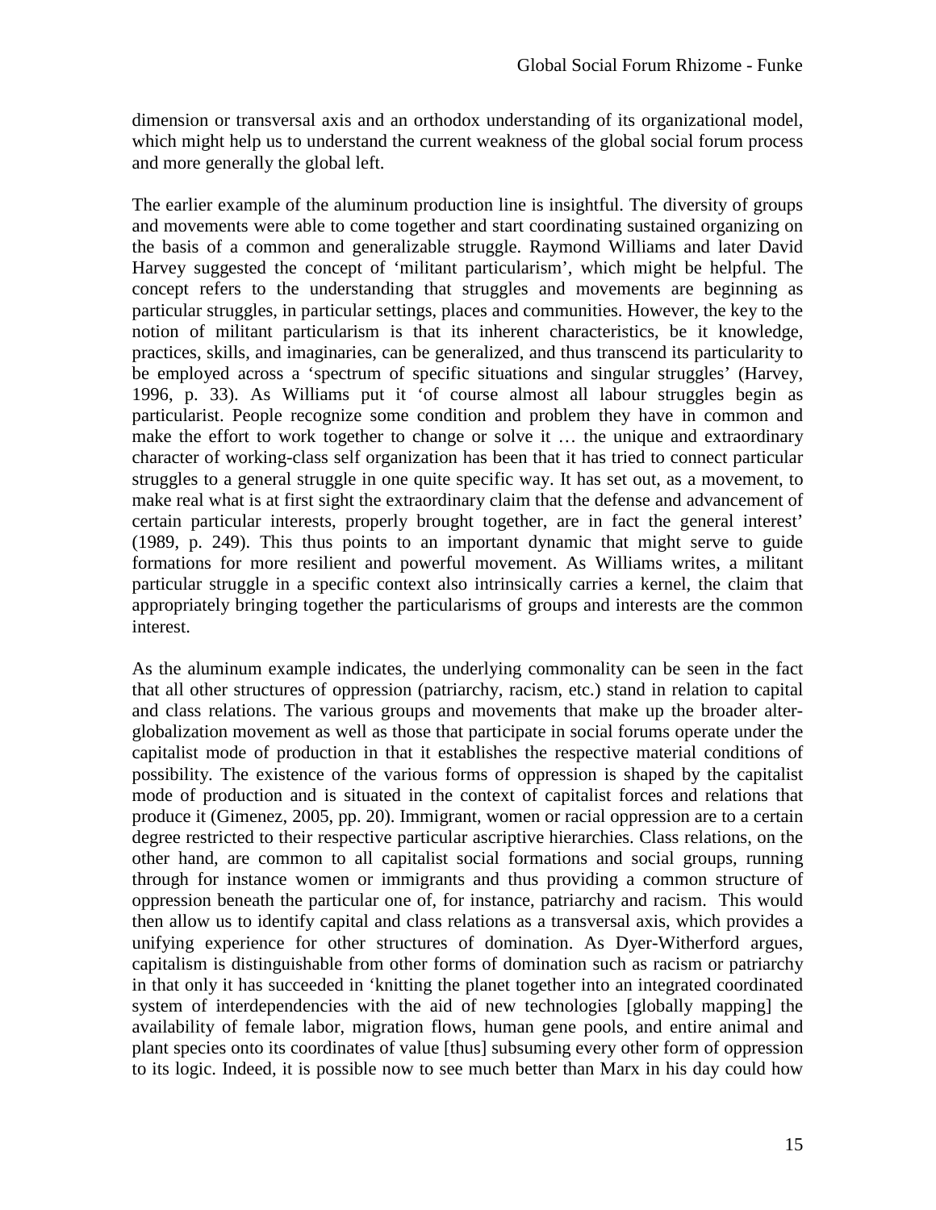dimension or transversal axis and an orthodox understanding of its organizational model, which might help us to understand the current weakness of the global social forum process and more generally the global left.

The earlier example of the aluminum production line is insightful. The diversity of groups and movements were able to come together and start coordinating sustained organizing on the basis of a common and generalizable struggle. Raymond Williams and later David Harvey suggested the concept of 'militant particularism', which might be helpful. The concept refers to the understanding that struggles and movements are beginning as particular struggles, in particular settings, places and communities. However, the key to the notion of militant particularism is that its inherent characteristics, be it knowledge, practices, skills, and imaginaries, can be generalized, and thus transcend its particularity to be employed across a 'spectrum of specific situations and singular struggles' (Harvey, 1996, p. 33). As Williams put it 'of course almost all labour struggles begin as particularist. People recognize some condition and problem they have in common and make the effort to work together to change or solve it … the unique and extraordinary character of working-class self organization has been that it has tried to connect particular struggles to a general struggle in one quite specific way. It has set out, as a movement, to make real what is at first sight the extraordinary claim that the defense and advancement of certain particular interests, properly brought together, are in fact the general interest' (1989, p. 249). This thus points to an important dynamic that might serve to guide formations for more resilient and powerful movement. As Williams writes, a militant particular struggle in a specific context also intrinsically carries a kernel, the claim that appropriately bringing together the particularisms of groups and interests are the common interest.

As the aluminum example indicates, the underlying commonality can be seen in the fact that all other structures of oppression (patriarchy, racism, etc.) stand in relation to capital and class relations. The various groups and movements that make up the broader alter-globalization movement as well as those that participate in social forums operate under the capitalist mode of production in that it establishes the respective material conditions of possibility. The existence of the various forms of oppression is shaped by the capitalist mode of production and is situated in the context of capitalist forces and relations that produce it (Gimenez, 2005, pp. 20). Immigrant, women or racial oppression are to a certain degree restricted to their respective particular ascriptive hierarchies. Class relations, on the other hand, are common to all capitalist social formations and social groups, running through for instance women or immigrants and thus providing a common structure of oppression beneath the particular one of, for instance, patriarchy and racism. This would then allow us to identify capital and class relations as a transversal axis, which provides a unifying experience for other structures of domination. As Dyer-Witherford argues, capitalism is distinguishable from other forms of domination such as racism or patriarchy in that only it has succeeded in 'knitting the planet together into an integrated coordinated system of interdependencies with the aid of new technologies [globally mapping] the availability of female labor, migration flows, human gene pools, and entire animal and plant species onto its coordinates of value [thus] subsuming every other form of oppression to its logic. Indeed, it is possible now to see much better than Marx in his day could how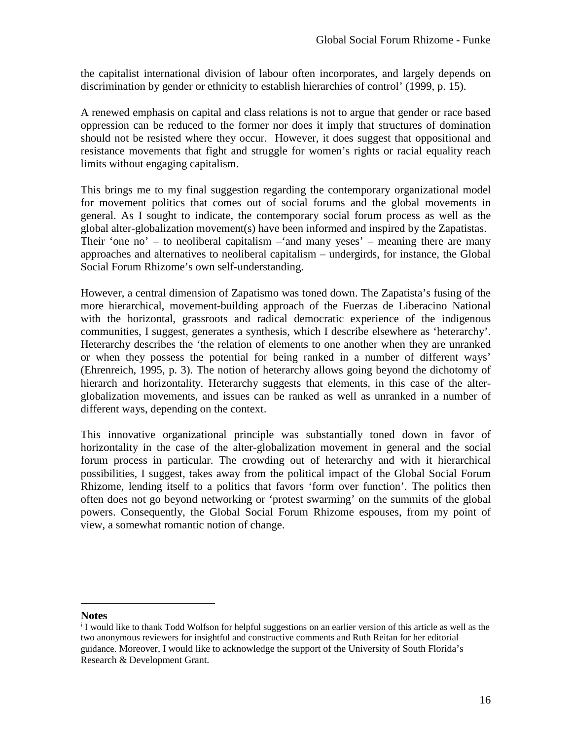the capitalist international division of labour often incorporates, and largely depends on discrimination by gender or ethnicity to establish hierarchies of control' (1999, p. 15).

A renewed emphasis on capital and class relations is not to argue that gender or race based oppression can be reduced to the former nor does it imply that structures of domination should not be resisted where they occur. However, it does suggest that oppositional and resistance movements that fight and struggle for women's rights or racial equality reach limits without engaging capitalism.

This brings me to my final suggestion regarding the contemporary organizational model for movement politics that comes out of social forums and the global movements in general. As I sought to indicate, the contemporary social forum process as well as the global alter-globalization movement(s) have been informed and inspired by the Zapatistas. Their 'one no' – to neoliberal capitalism –'and many yeses' – meaning there are many approaches and alternatives to neoliberal capitalism – undergirds, for instance, the Global Social Forum Rhizome's own self-understanding.

However, a central dimension of Zapatismo was toned down. The Zapatista's fusing of the more hierarchical, movement-building approach of the Fuerzas de Liberacino National with the horizontal, grassroots and radical democratic experience of the indigenous communities, I suggest, generates a synthesis, which I describe elsewhere as 'heterarchy'. Heterarchy describes the 'the relation of elements to one another when they are unranked or when they possess the potential for being ranked in a number of different ways' (Ehrenreich, 1995, p. 3). The notion of heterarchy allows going beyond the dichotomy of hierarch and horizontality. Heterarchy suggests that elements, in this case of the alter-globalization movements, and issues can be ranked as well as unranked in a number of different ways, depending on the context.

This innovative organizational principle was substantially toned down in favor of horizontality in the case of the alter-globalization movement in general and the social forum process in particular. The crowding out of heterarchy and with it hierarchical possibilities, I suggest, takes away from the political impact of the Global Social Forum Rhizome, lending itself to a politics that favors 'form over function'. The politics then often does not go beyond networking or 'protest swarming' on the summits of the global powers. Consequently, the Global Social Forum Rhizome espouses, from my point of view, a somewhat romantic notion of change.

---

**Notes**

[i] I would like to thank Todd Wolfson for helpful suggestions on an earlier version of this article as well as the two anonymous reviewers for insightful and constructive comments and Ruth Reitan for her editorial guidance. Moreover, I would like to acknowledge the support of the University of South Florida's Research & Development Grant.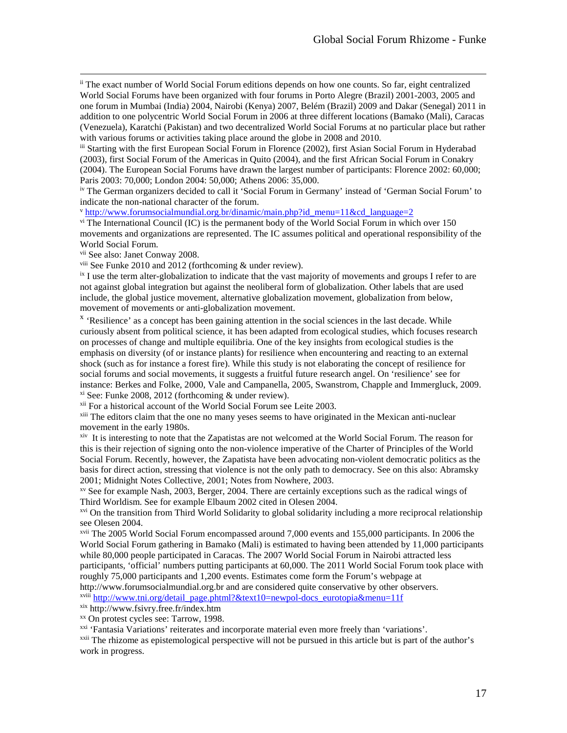[ii] The exact number of World Social Forum editions depends on how one counts. So far, eight centralized World Social Forums have been organized with four forums in Porto Alegre (Brazil) 2001-2003, 2005 and one forum in Mumbai (India) 2004, Nairobi (Kenya) 2007, Belém (Brazil) 2009 and Dakar (Senegal) 2011 in addition to one polycentric World Social Forum in 2006 at three different locations (Bamako (Mali), Caracas (Venezuela), Karatchi (Pakistan) and two decentralized World Social Forums at no particular place but rather with various forums or activities taking place around the globe in 2008 and 2010.

[iii] Starting with the first European Social Forum in Florence (2002), first Asian Social Forum in Hyderabad (2003), first Social Forum of the Americas in Quito (2004), and the first African Social Forum in Conakry (2004). The European Social Forums have drawn the largest number of participants: Florence 2002: 60,000; Paris 2003: 70,000; London 2004: 50,000; Athens 2006: 35,000.

[iv] The German organizers decided to call it 'Social Forum in Germany' instead of 'German Social Forum' to indicate the non-national character of the forum.

[v] http://www.forumsocialmundial.org.br/dinamic/main.php?id_menu=11&cd_language=2

[vi] The International Council (IC) is the permanent body of the World Social Forum in which over 150 movements and organizations are represented. The IC assumes political and operational responsibility of the World Social Forum.

[vii] See also: Janet Conway 2008.

[viii] See Funke 2010 and 2012 (forthcoming & under review).

[ix] I use the term alter-globalization to indicate that the vast majority of movements and groups I refer to are not against global integration but against the neoliberal form of globalization. Other labels that are used include, the global justice movement, alternative globalization movement, globalization from below, movement of movements or anti-globalization movement.

[x] 'Resilience' as a concept has been gaining attention in the social sciences in the last decade. While curiously absent from political science, it has been adapted from ecological studies, which focuses research on processes of change and multiple equilibria. One of the key insights from ecological studies is the emphasis on diversity (of or instance plants) for resilience when encountering and reacting to an external shock (such as for instance a forest fire). While this study is not elaborating the concept of resilience for social forums and social movements, it suggests a fruitful future research angel. On 'resilience' see for instance: Berkes and Folke, 2000, Vale and Campanella, 2005, Swanstrom, Chapple and Immergluck, 2009.

[xi] See: Funke 2008, 2012 (forthcoming & under review).

[xii] For a historical account of the World Social Forum see Leite 2003.

[xiii] The editors claim that the one no many yeses seems to have originated in the Mexican anti-nuclear movement in the early 1980s.

[xiv] It is interesting to note that the Zapatistas are not welcomed at the World Social Forum. The reason for this is their rejection of signing onto the non-violence imperative of the Charter of Principles of the World Social Forum. Recently, however, the Zapatista have been advocating non-violent democratic politics as the basis for direct action, stressing that violence is not the only path to democracy. See on this also: Abramsky 2001; Midnight Notes Collective, 2001; Notes from Nowhere, 2003.

[xv] See for example Nash, 2003, Berger, 2004. There are certainly exceptions such as the radical wings of Third Worldism. See for example Elbaum 2002 cited in Olesen 2004.

[xvi] On the transition from Third World Solidarity to global solidarity including a more reciprocal relationship see Olesen 2004.

[xvii] The 2005 World Social Forum encompassed around 7,000 events and 155,000 participants. In 2006 the World Social Forum gathering in Bamako (Mali) is estimated to having been attended by 11,000 participants while 80,000 people participated in Caracas. The 2007 World Social Forum in Nairobi attracted less participants, 'official' numbers putting participants at 60,000. The 2011 World Social Forum took place with roughly 75,000 participants and 1,200 events. Estimates come form the Forum's webpage at http://www.forumsocialmundial.org.br and are considered quite conservative by other observers.

[xviii] http://www.tni.org/detail_page.phtml?&text10=newpol-docs_eurotopia&menu=11f

[xix] http://www.fsivry.free.fr/index.htm

[xx] On protest cycles see: Tarrow, 1998.

[xxi] 'Fantasia Variations' reiterates and incorporate material even more freely than 'variations'.

[xxii] The rhizome as epistemological perspective will not be pursued in this article but is part of the author's work in progress.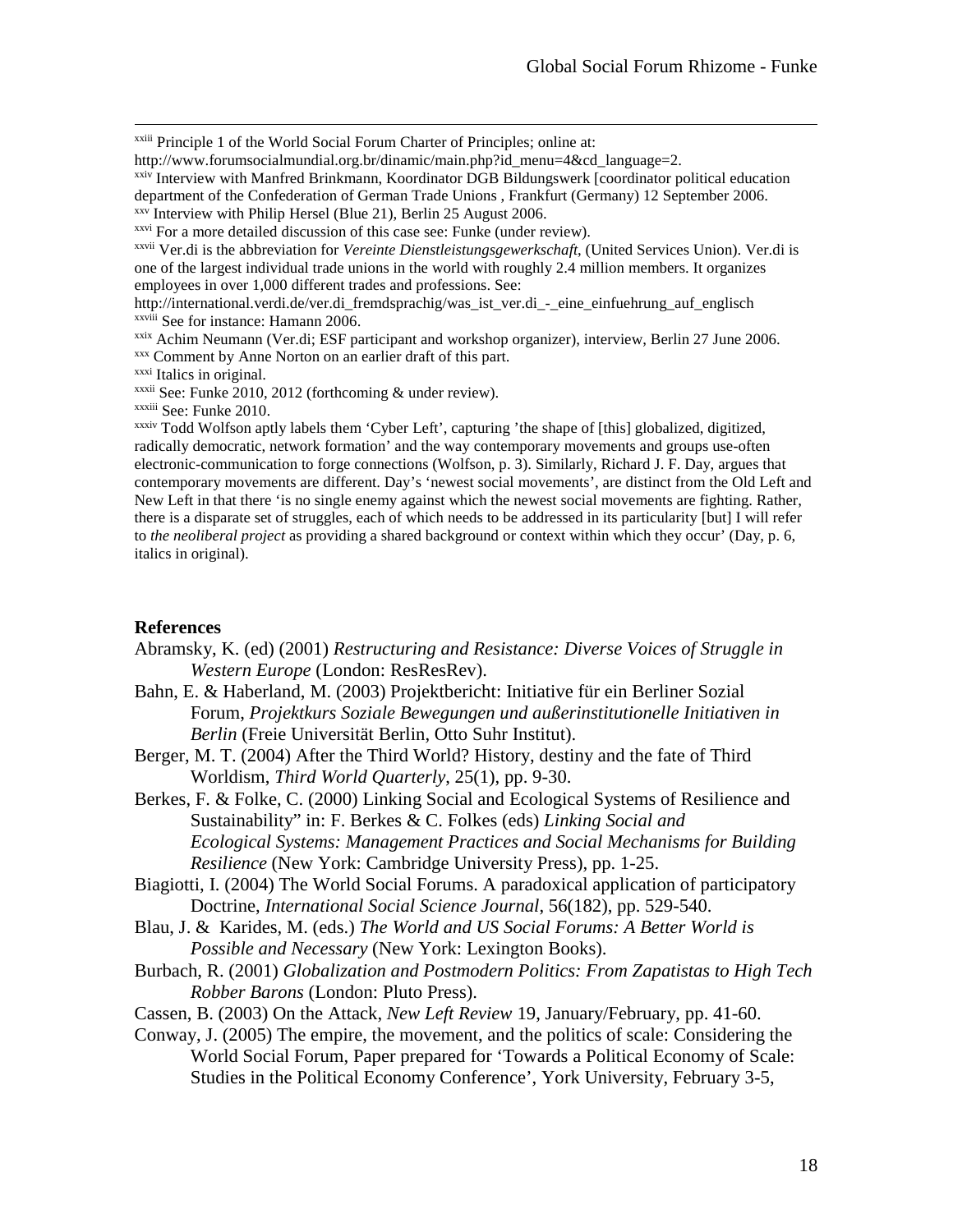[xxiii] Principle 1 of the World Social Forum Charter of Principles; online at: http://www.forumsocialmundial.org.br/dinamic/main.php?id_menu=4&cd_language=2.

[xxiv] Interview with Manfred Brinkmann, Koordinator DGB Bildungswerk [coordinator political education department of the Confederation of German Trade Unions , Frankfurt (Germany) 12 September 2006.

[xxv] Interview with Philip Hersel (Blue 21), Berlin 25 August 2006.

[xxvi] For a more detailed discussion of this case see: Funke (under review).

[xxvii] Ver.di is the abbreviation for *Vereinte Dienstleistungsgewerkschaft*, (United Services Union). Ver.di is one of the largest individual trade unions in the world with roughly 2.4 million members. It organizes employees in over 1,000 different trades and professions. See: http://international.verdi.de/ver.di_fremdsprachig/was_ist_ver.di_-_eine_einfuehrung_auf_englisch

[xxviii] See for instance: Hamann 2006.

[xxix] Achim Neumann (Ver.di; ESF participant and workshop organizer), interview, Berlin 27 June 2006.

[xxx] Comment by Anne Norton on an earlier draft of this part.

[xxxi] Italics in original.

[xxxii] See: Funke 2010, 2012 (forthcoming & under review).

[xxxiii] See: Funke 2010.

[xxxiv] Todd Wolfson aptly labels them 'Cyber Left', capturing 'the shape of [this] globalized, digitized, radically democratic, network formation' and the way contemporary movements and groups use-often electronic-communication to forge connections (Wolfson, p. 3). Similarly, Richard J. F. Day, argues that contemporary movements are different. Day's 'newest social movements', are distinct from the Old Left and New Left in that there 'is no single enemy against which the newest social movements are fighting. Rather, there is a disparate set of struggles, each of which needs to be addressed in its particularity [but] I will refer to *the neoliberal project* as providing a shared background or context within which they occur' (Day, p. 6, italics in original).

**References**

Abramsky, K. (ed) (2001) *Restructuring and Resistance: Diverse Voices of Struggle in Western Europe* (London: ResResRev).

Bahn, E. & Haberland, M. (2003) Projektbericht: Initiative für ein Berliner Sozial Forum, *Projektkurs Soziale Bewegungen und außerinstitutionelle Initiativen in Berlin* (Freie Universität Berlin, Otto Suhr Institut).

Berger, M. T. (2004) After the Third World? History, destiny and the fate of Third Worldism, *Third World Quarterly*, 25(1), pp. 9-30.

Berkes, F. & Folke, C. (2000) Linking Social and Ecological Systems of Resilience and Sustainability" in: F. Berkes & C. Folkes (eds) *Linking Social and Ecological Systems: Management Practices and Social Mechanisms for Building Resilience* (New York: Cambridge University Press), pp. 1-25.

Biagiotti, I. (2004) The World Social Forums. A paradoxical application of participatory Doctrine, *International Social Science Journal*, 56(182), pp. 529-540.

Blau, J. & Karides, M. (eds.) *The World and US Social Forums: A Better World is Possible and Necessary* (New York: Lexington Books).

Burbach, R. (2001) *Globalization and Postmodern Politics: From Zapatistas to High Tech Robber Barons* (London: Pluto Press).

Cassen, B. (2003) On the Attack, *New Left Review* 19, January/February, pp. 41-60.

Conway, J. (2005) The empire, the movement, and the politics of scale: Considering the World Social Forum, Paper prepared for 'Towards a Political Economy of Scale: Studies in the Political Economy Conference', York University, February 3-5,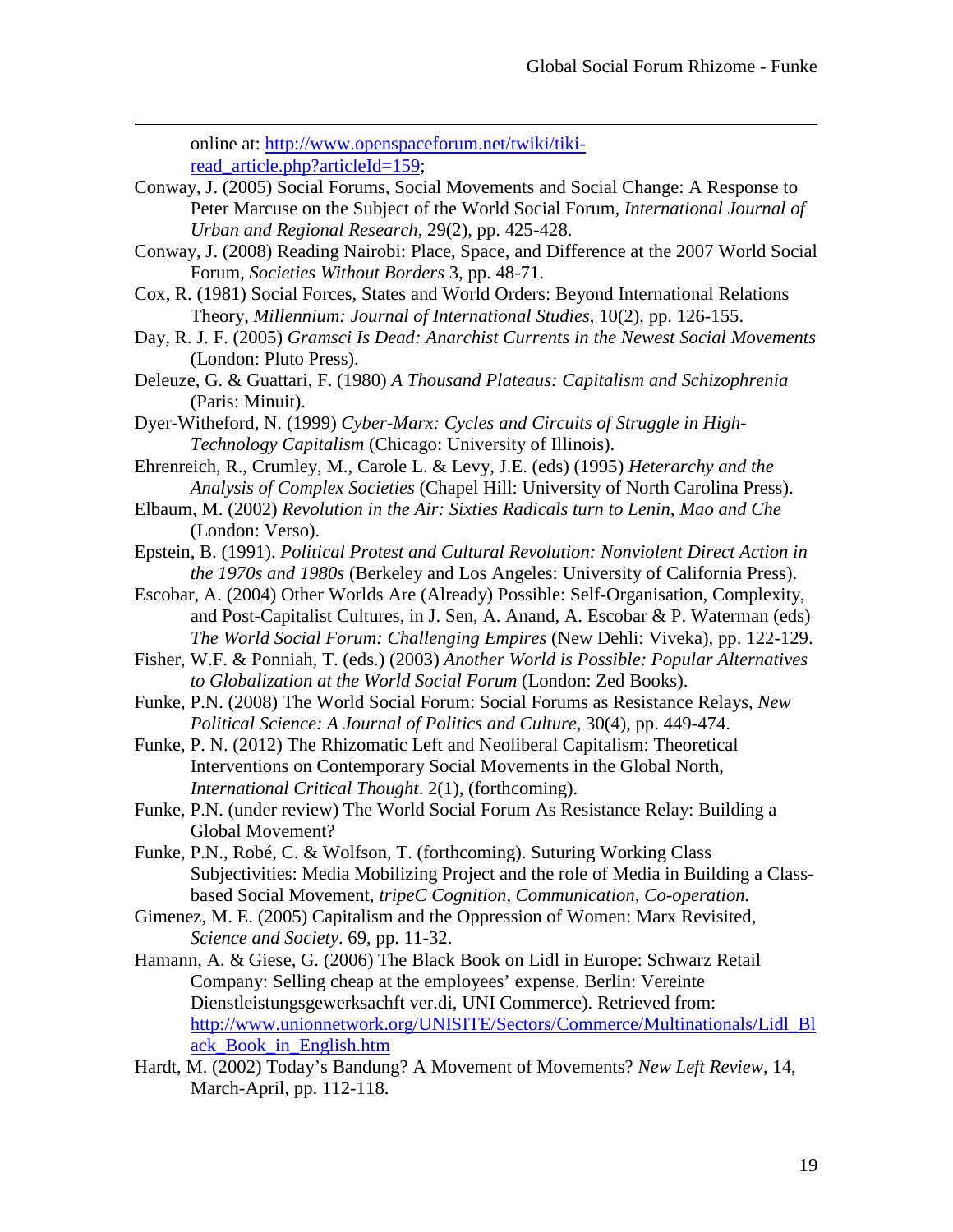online at: http://www.openspaceforum.net/twiki/tiki-read_article.php?articleId=159;

Conway, J. (2005) Social Forums, Social Movements and Social Change: A Response to Peter Marcuse on the Subject of the World Social Forum, *International Journal of Urban and Regional Research*, 29(2), pp. 425-428.

Conway, J. (2008) Reading Nairobi: Place, Space, and Difference at the 2007 World Social Forum, *Societies Without Borders* 3, pp. 48-71.

Cox, R. (1981) Social Forces, States and World Orders: Beyond International Relations Theory, *Millennium: Journal of International Studies*, 10(2), pp. 126-155.

Day, R. J. F. (2005) *Gramsci Is Dead: Anarchist Currents in the Newest Social Movements* (London: Pluto Press).

Deleuze, G. & Guattari, F. (1980) *A Thousand Plateaus: Capitalism and Schizophrenia* (Paris: Minuit).

Dyer-Witheford, N. (1999) *Cyber-Marx: Cycles and Circuits of Struggle in High-Technology Capitalism* (Chicago: University of Illinois).

Ehrenreich, R., Crumley, M., Carole L. & Levy, J.E. (eds) (1995) *Heterarchy and the Analysis of Complex Societies* (Chapel Hill: University of North Carolina Press).

Elbaum, M. (2002) *Revolution in the Air: Sixties Radicals turn to Lenin, Mao and Che* (London: Verso).

Epstein, B. (1991). *Political Protest and Cultural Revolution: Nonviolent Direct Action in the 1970s and 1980s* (Berkeley and Los Angeles: University of California Press).

Escobar, A. (2004) Other Worlds Are (Already) Possible: Self-Organisation, Complexity, and Post-Capitalist Cultures, in J. Sen, A. Anand, A. Escobar & P. Waterman (eds) *The World Social Forum: Challenging Empires* (New Dehli: Viveka), pp. 122-129.

Fisher, W.F. & Ponniah, T. (eds.) (2003) *Another World is Possible: Popular Alternatives to Globalization at the World Social Forum* (London: Zed Books).

Funke, P.N. (2008) The World Social Forum: Social Forums as Resistance Relays, *New Political Science: A Journal of Politics and Culture*, 30(4), pp. 449-474.

Funke, P. N. (2012) The Rhizomatic Left and Neoliberal Capitalism: Theoretical Interventions on Contemporary Social Movements in the Global North, *International Critical Thought*. 2(1), (forthcoming).

Funke, P.N. (under review) The World Social Forum As Resistance Relay: Building a Global Movement?

Funke, P.N., Robé, C. & Wolfson, T. (forthcoming). Suturing Working Class Subjectivities: Media Mobilizing Project and the role of Media in Building a Class-based Social Movement, *tripeC Cognition, Communication, Co-operation.*

Gimenez, M. E. (2005) Capitalism and the Oppression of Women: Marx Revisited, *Science and Society*. 69, pp. 11-32.

Hamann, A. & Giese, G. (2006) The Black Book on Lidl in Europe: Schwarz Retail Company: Selling cheap at the employees' expense. Berlin: Vereinte Dienstleistungsgewerksachft ver.di, UNI Commerce). Retrieved from: http://www.unionnetwork.org/UNISITE/Sectors/Commerce/Multinationals/Lidl_Black_Book_in_English.htm

Hardt, M. (2002) Today's Bandung? A Movement of Movements? *New Left Review*, 14, March-April, pp. 112-118.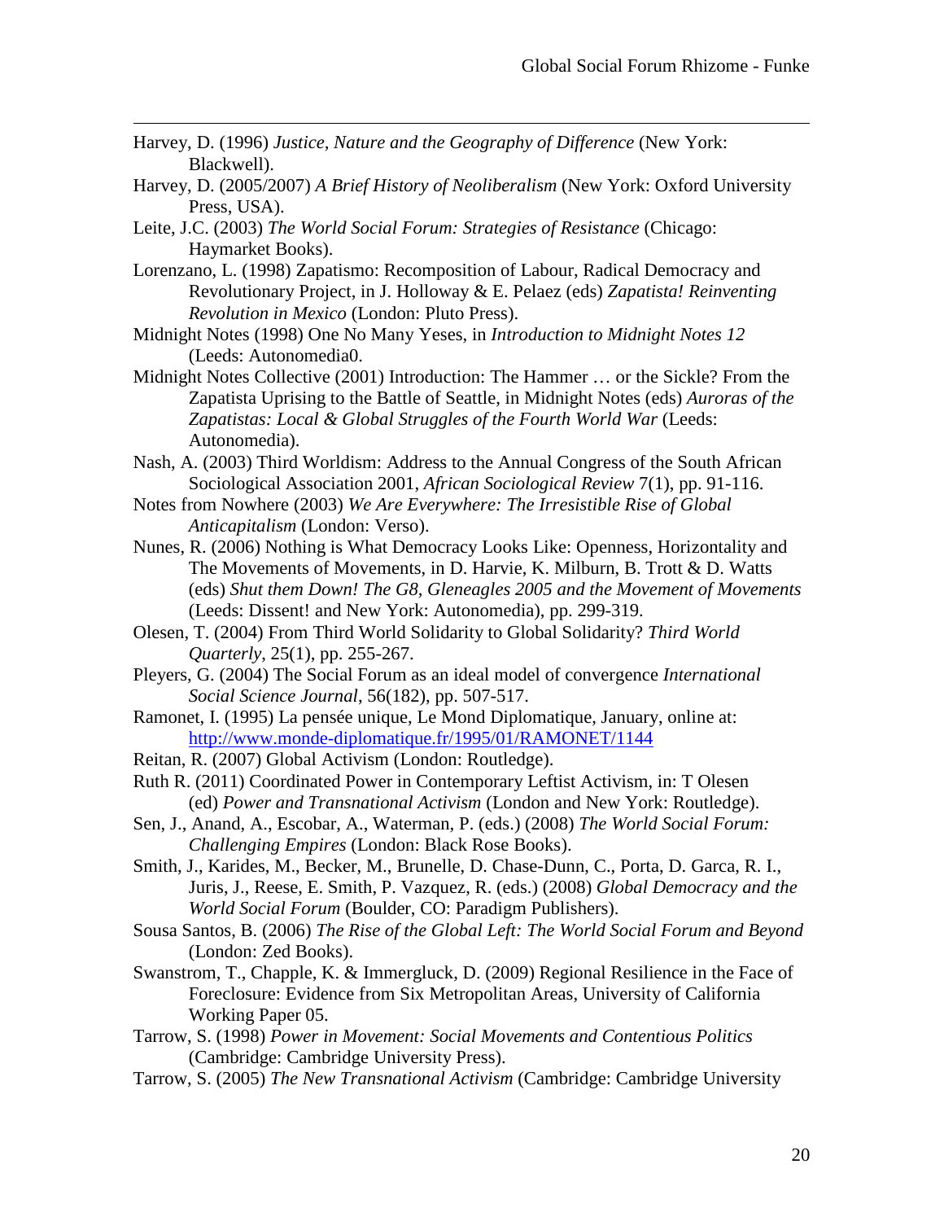Harvey, D. (1996) *Justice, Nature and the Geography of Difference* (New York: Blackwell).

Harvey, D. (2005/2007) *A Brief History of Neoliberalism* (New York: Oxford University Press, USA).

Leite, J.C. (2003) *The World Social Forum: Strategies of Resistance* (Chicago: Haymarket Books).

Lorenzano, L. (1998) Zapatismo: Recomposition of Labour, Radical Democracy and Revolutionary Project, in J. Holloway & E. Pelaez (eds) *Zapatista! Reinventing Revolution in Mexico* (London: Pluto Press).

Midnight Notes (1998) One No Many Yeses, in *Introduction to Midnight Notes 12* (Leeds: Autonomedia0.

Midnight Notes Collective (2001) Introduction: The Hammer … or the Sickle? From the Zapatista Uprising to the Battle of Seattle, in Midnight Notes (eds) *Auroras of the Zapatistas: Local & Global Struggles of the Fourth World War* (Leeds: Autonomedia).

Nash, A. (2003) Third Worldism: Address to the Annual Congress of the South African Sociological Association 2001, *African Sociological Review* 7(1), pp. 91-116.

Notes from Nowhere (2003) *We Are Everywhere: The Irresistible Rise of Global Anticapitalism* (London: Verso).

Nunes, R. (2006) Nothing is What Democracy Looks Like: Openness, Horizontality and The Movements of Movements, in D. Harvie, K. Milburn, B. Trott & D. Watts (eds) *Shut them Down! The G8, Gleneagles 2005 and the Movement of Movements* (Leeds: Dissent! and New York: Autonomedia), pp. 299-319.

Olesen, T. (2004) From Third World Solidarity to Global Solidarity? *Third World Quarterly*, 25(1), pp. 255-267.

Pleyers, G. (2004) The Social Forum as an ideal model of convergence *International Social Science Journal*, 56(182), pp. 507-517.

Ramonet, I. (1995) La pensée unique, Le Mond Diplomatique, January, online at: http://www.monde-diplomatique.fr/1995/01/RAMONET/1144

Reitan, R. (2007) Global Activism (London: Routledge).

Ruth R. (2011) Coordinated Power in Contemporary Leftist Activism, in: T Olesen (ed) *Power and Transnational Activism* (London and New York: Routledge).

Sen, J., Anand, A., Escobar, A., Waterman, P. (eds.) (2008) *The World Social Forum: Challenging Empires* (London: Black Rose Books).

Smith, J., Karides, M., Becker, M., Brunelle, D. Chase-Dunn, C., Porta, D. Garca, R. I., Juris, J., Reese, E. Smith, P. Vazquez, R. (eds.) (2008) *Global Democracy and the World Social Forum* (Boulder, CO: Paradigm Publishers).

Sousa Santos, B. (2006) *The Rise of the Global Left: The World Social Forum and Beyond* (London: Zed Books).

Swanstrom, T., Chapple, K. & Immergluck, D. (2009) Regional Resilience in the Face of Foreclosure: Evidence from Six Metropolitan Areas, University of California Working Paper 05.

Tarrow, S. (1998) *Power in Movement: Social Movements and Contentious Politics* (Cambridge: Cambridge University Press).

Tarrow, S. (2005) *The New Transnational Activism* (Cambridge: Cambridge University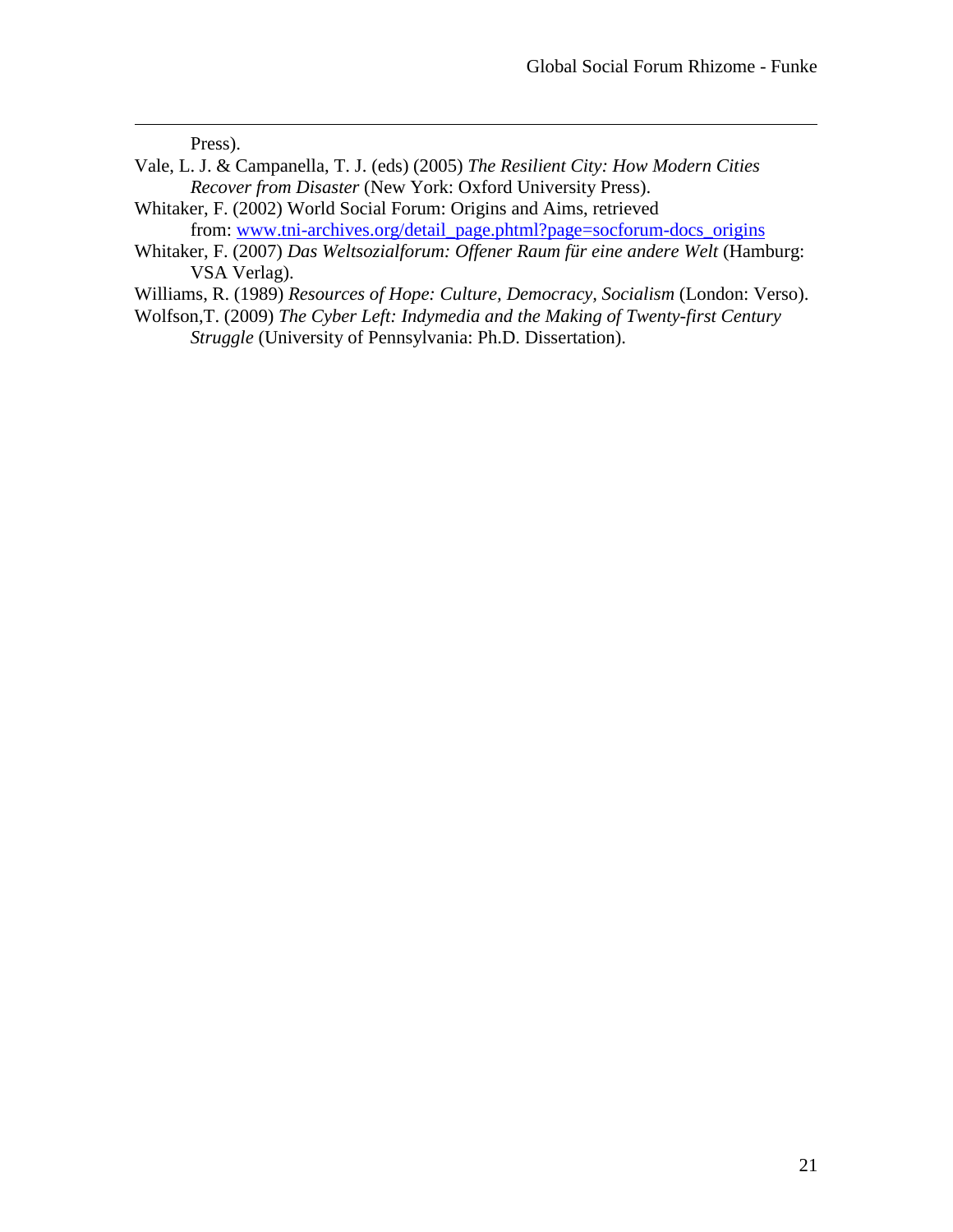Press).

Vale, L. J. & Campanella, T. J. (eds) (2005) *The Resilient City: How Modern Cities Recover from Disaster* (New York: Oxford University Press).

Whitaker, F. (2002) World Social Forum: Origins and Aims, retrieved from: www.tni-archives.org/detail_page.phtml?page=socforum-docs_origins

Whitaker, F. (2007) *Das Weltsozialforum: Offener Raum für eine andere Welt* (Hamburg: VSA Verlag).

Williams, R. (1989) *Resources of Hope: Culture, Democracy, Socialism* (London: Verso).

Wolfson,T. (2009) *The Cyber Left: Indymedia and the Making of Twenty-first Century Struggle* (University of Pennsylvania: Ph.D. Dissertation).